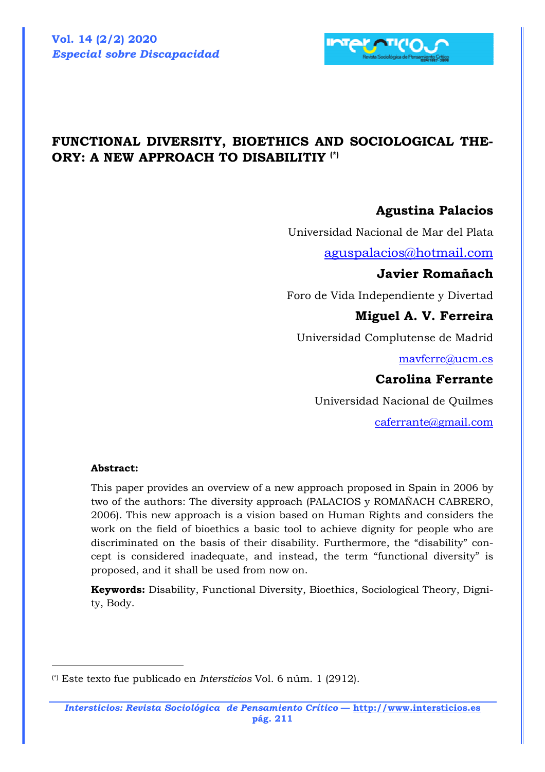# FUNCTIONAL DIVERSITY, BIOETHICS AND SOCIOLOGICAL THEORY: A NEW APPROACH TO DISABILITIY [(*)]

**Agustina Palacios**

Universidad Nacional de Mar del Plata

aguspalacios@hotmail.com

**Javier Romañach**

Foro de Vida Independiente y Divertad

**Miguel A. V. Ferreira**

Universidad Complutense de Madrid

mavferre@ucm.es

**Carolina Ferrante**

Universidad Nacional de Quilmes

caferrante@gmail.com

**Abstract:**

This paper provides an overview of a new approach proposed in Spain in 2006 by two of the authors: The diversity approach (PALACIOS y ROMAÑACH CABRERO, 2006). This new approach is a vision based on Human Rights and considers the work on the field of bioethics a basic tool to achieve dignity for people who are discriminated on the basis of their disability. Furthermore, the "disability" concept is considered inadequate, and instead, the term "functional diversity" is proposed, and it shall be used from now on.

**Keywords:** Disability, Functional Diversity, Bioethics, Sociological Theory, Dignity, Body.

---

[(*)] Este texto fue publicado en *Intersticios* Vol. 6 núm. 1 (2912).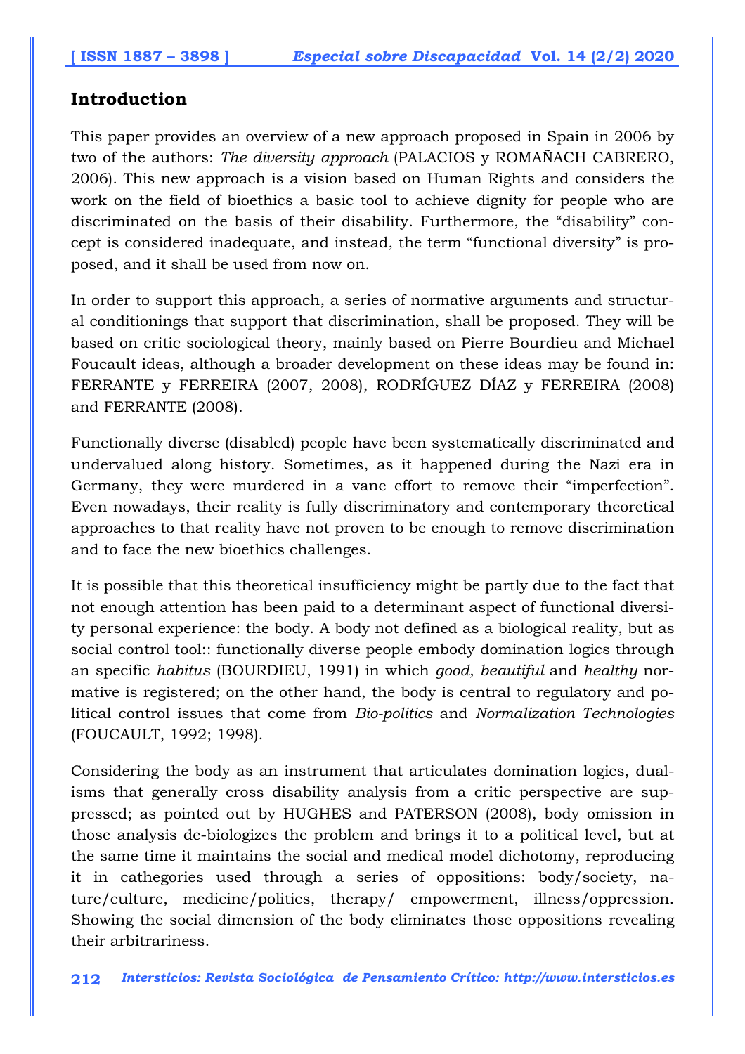## Introduction

This paper provides an overview of a new approach proposed in Spain in 2006 by two of the authors: *The diversity approach* (PALACIOS y ROMAÑACH CABRERO, 2006). This new approach is a vision based on Human Rights and considers the work on the field of bioethics a basic tool to achieve dignity for people who are discriminated on the basis of their disability. Furthermore, the "disability" concept is considered inadequate, and instead, the term "functional diversity" is proposed, and it shall be used from now on.

In order to support this approach, a series of normative arguments and structural conditionings that support that discrimination, shall be proposed. They will be based on critic sociological theory, mainly based on Pierre Bourdieu and Michael Foucault ideas, although a broader development on these ideas may be found in: FERRANTE y FERREIRA (2007, 2008), RODRÍGUEZ DÍAZ y FERREIRA (2008) and FERRANTE (2008).

Functionally diverse (disabled) people have been systematically discriminated and undervalued along history. Sometimes, as it happened during the Nazi era in Germany, they were murdered in a vane effort to remove their "imperfection". Even nowadays, their reality is fully discriminatory and contemporary theoretical approaches to that reality have not proven to be enough to remove discrimination and to face the new bioethics challenges.

It is possible that this theoretical insufficiency might be partly due to the fact that not enough attention has been paid to a determinant aspect of functional diversity personal experience: the body. A body not defined as a biological reality, but as social control tool:: functionally diverse people embody domination logics through an specific *habitus* (BOURDIEU, 1991) in which *good, beautiful* and *healthy* normative is registered; on the other hand, the body is central to regulatory and political control issues that come from *Bio-politics* and *Normalization Technologies* (FOUCAULT, 1992; 1998).

Considering the body as an instrument that articulates domination logics, dualisms that generally cross disability analysis from a critic perspective are suppressed; as pointed out by HUGHES and PATERSON (2008), body omission in those analysis de-biologizes the problem and brings it to a political level, but at the same time it maintains the social and medical model dichotomy, reproducing it in cathegories used through a series of oppositions: body/society, nature/culture, medicine/politics, therapy/ empowerment, illness/oppression. Showing the social dimension of the body eliminates those oppositions revealing their arbitrariness.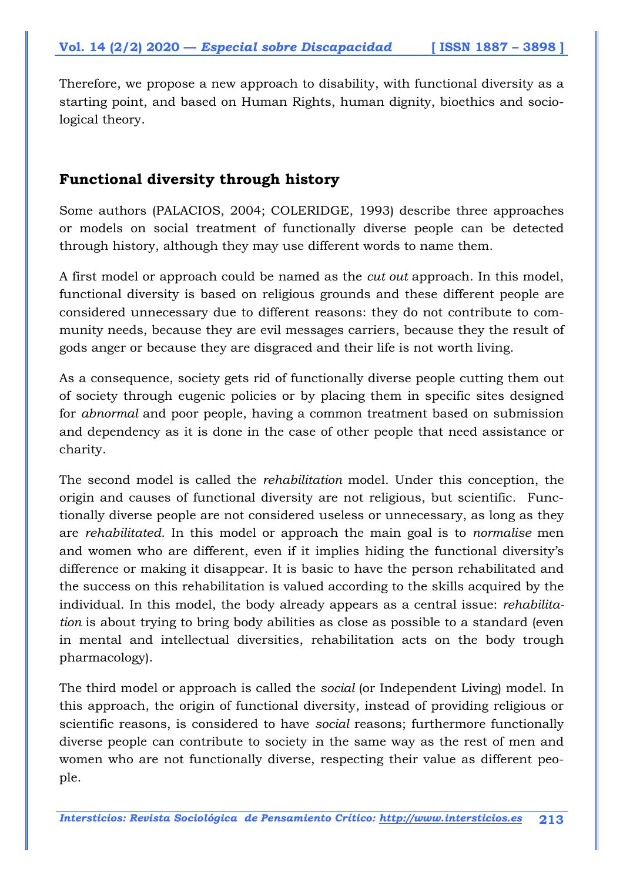Therefore, we propose a new approach to disability, with functional diversity as a starting point, and based on Human Rights, human dignity, bioethics and sociological theory.

## Functional diversity through history

Some authors (PALACIOS, 2004; COLERIDGE, 1993) describe three approaches or models on social treatment of functionally diverse people can be detected through history, although they may use different words to name them.

A first model or approach could be named as the *cut out* approach. In this model, functional diversity is based on religious grounds and these different people are considered unnecessary due to different reasons: they do not contribute to community needs, because they are evil messages carriers, because they the result of gods anger or because they are disgraced and their life is not worth living.

As a consequence, society gets rid of functionally diverse people cutting them out of society through eugenic policies or by placing them in specific sites designed for *abnormal* and poor people, having a common treatment based on submission and dependency as it is done in the case of other people that need assistance or charity.

The second model is called the *rehabilitation* model. Under this conception, the origin and causes of functional diversity are not religious, but scientific. Functionally diverse people are not considered useless or unnecessary, as long as they are *rehabilitated*. In this model or approach the main goal is to *normalise* men and women who are different, even if it implies hiding the functional diversity's difference or making it disappear. It is basic to have the person rehabilitated and the success on this rehabilitation is valued according to the skills acquired by the individual. In this model, the body already appears as a central issue: *rehabilitation* is about trying to bring body abilities as close as possible to a standard (even in mental and intellectual diversities, rehabilitation acts on the body trough pharmacology).

The third model or approach is called the *social* (or Independent Living) model. In this approach, the origin of functional diversity, instead of providing religious or scientific reasons, is considered to have *social* reasons; furthermore functionally diverse people can contribute to society in the same way as the rest of men and women who are not functionally diverse, respecting their value as different people.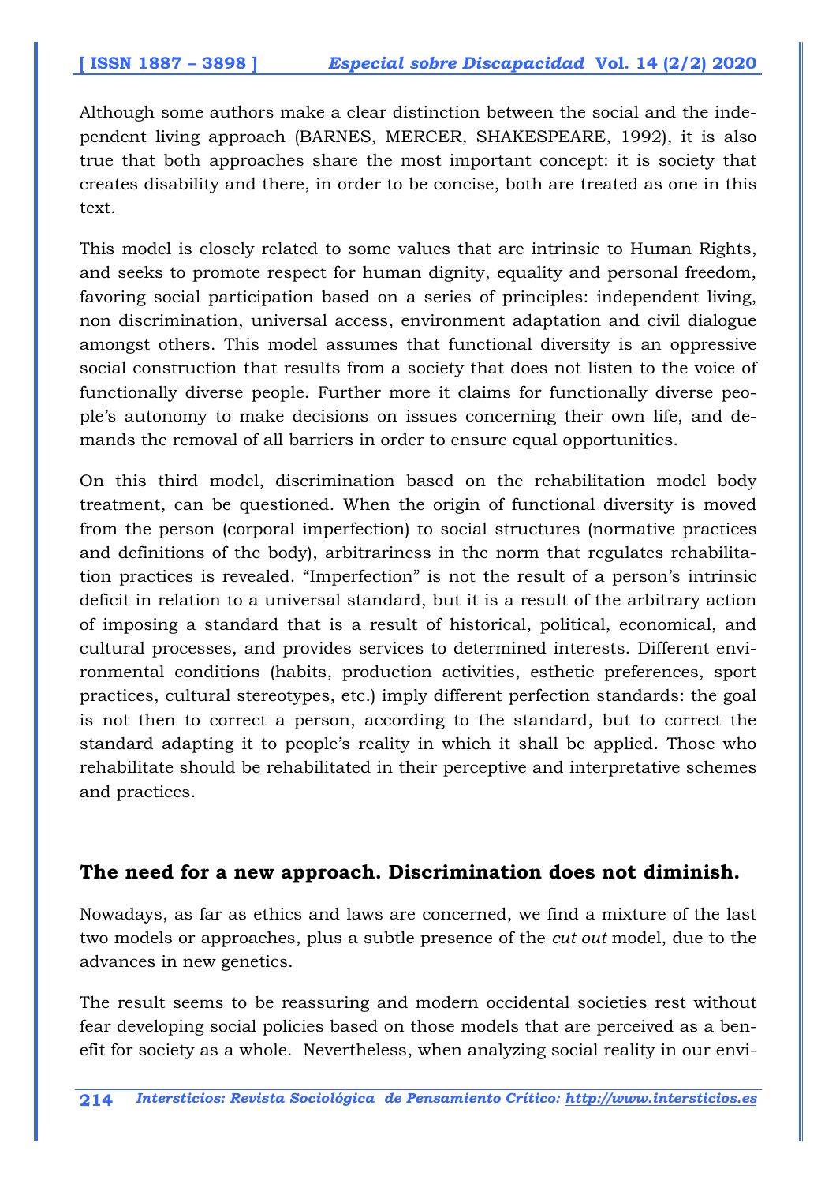Although some authors make a clear distinction between the social and the independent living approach (BARNES, MERCER, SHAKESPEARE, 1992), it is also true that both approaches share the most important concept: it is society that creates disability and there, in order to be concise, both are treated as one in this text.

This model is closely related to some values that are intrinsic to Human Rights, and seeks to promote respect for human dignity, equality and personal freedom, favoring social participation based on a series of principles: independent living, non discrimination, universal access, environment adaptation and civil dialogue amongst others. This model assumes that functional diversity is an oppressive social construction that results from a society that does not listen to the voice of functionally diverse people. Further more it claims for functionally diverse people's autonomy to make decisions on issues concerning their own life, and demands the removal of all barriers in order to ensure equal opportunities.

On this third model, discrimination based on the rehabilitation model body treatment, can be questioned. When the origin of functional diversity is moved from the person (corporal imperfection) to social structures (normative practices and definitions of the body), arbitrariness in the norm that regulates rehabilitation practices is revealed. "Imperfection" is not the result of a person's intrinsic deficit in relation to a universal standard, but it is a result of the arbitrary action of imposing a standard that is a result of historical, political, economical, and cultural processes, and provides services to determined interests. Different environmental conditions (habits, production activities, esthetic preferences, sport practices, cultural stereotypes, etc.) imply different perfection standards: the goal is not then to correct a person, according to the standard, but to correct the standard adapting it to people's reality in which it shall be applied. Those who rehabilitate should be rehabilitated in their perceptive and interpretative schemes and practices.

## The need for a new approach. Discrimination does not diminish.

Nowadays, as far as ethics and laws are concerned, we find a mixture of the last two models or approaches, plus a subtle presence of the *cut out* model, due to the advances in new genetics.

The result seems to be reassuring and modern occidental societies rest without fear developing social policies based on those models that are perceived as a benefit for society as a whole. Nevertheless, when analyzing social reality in our envi-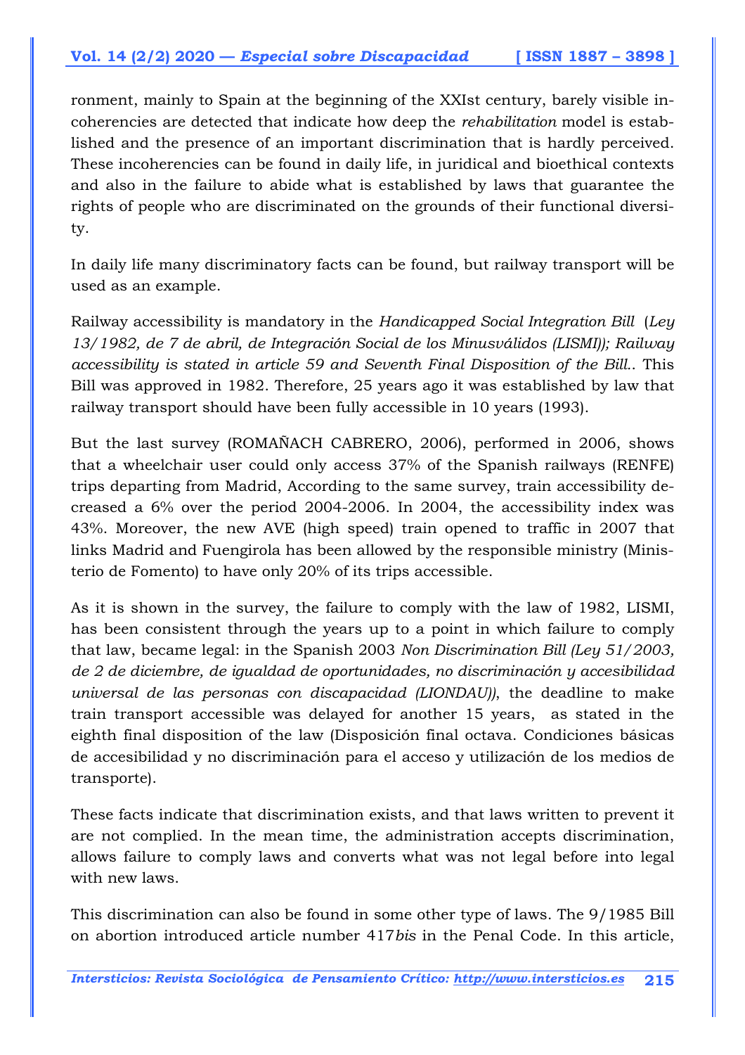ronment, mainly to Spain at the beginning of the XXIst century, barely visible incoherencies are detected that indicate how deep the *rehabilitation* model is established and the presence of an important discrimination that is hardly perceived. These incoherencies can be found in daily life, in juridical and bioethical contexts and also in the failure to abide what is established by laws that guarantee the rights of people who are discriminated on the grounds of their functional diversity.

In daily life many discriminatory facts can be found, but railway transport will be used as an example.

Railway accessibility is mandatory in the *Handicapped Social Integration Bill* (*Ley 13/1982, de 7 de abril, de Integración Social de los Minusválidos (LISMI)); Railway accessibility is stated in article 59 and Seventh Final Disposition of the Bill.*. This Bill was approved in 1982. Therefore, 25 years ago it was established by law that railway transport should have been fully accessible in 10 years (1993).

But the last survey (ROMAÑACH CABRERO, 2006), performed in 2006, shows that a wheelchair user could only access 37% of the Spanish railways (RENFE) trips departing from Madrid, According to the same survey, train accessibility decreased a 6% over the period 2004-2006. In 2004, the accessibility index was 43%. Moreover, the new AVE (high speed) train opened to traffic in 2007 that links Madrid and Fuengirola has been allowed by the responsible ministry (Ministerio de Fomento) to have only 20% of its trips accessible.

As it is shown in the survey, the failure to comply with the law of 1982, LISMI, has been consistent through the years up to a point in which failure to comply that law, became legal: in the Spanish 2003 *Non Discrimination Bill (Ley 51/2003, de 2 de diciembre, de igualdad de oportunidades, no discriminación y accesibilidad universal de las personas con discapacidad (LIONDAU))*, the deadline to make train transport accessible was delayed for another 15 years, as stated in the eighth final disposition of the law (Disposición final octava. Condiciones básicas de accesibilidad y no discriminación para el acceso y utilización de los medios de transporte).

These facts indicate that discrimination exists, and that laws written to prevent it are not complied. In the mean time, the administration accepts discrimination, allows failure to comply laws and converts what was not legal before into legal with new laws.

This discrimination can also be found in some other type of laws. The 9/1985 Bill on abortion introduced article number 417*bis* in the Penal Code. In this article,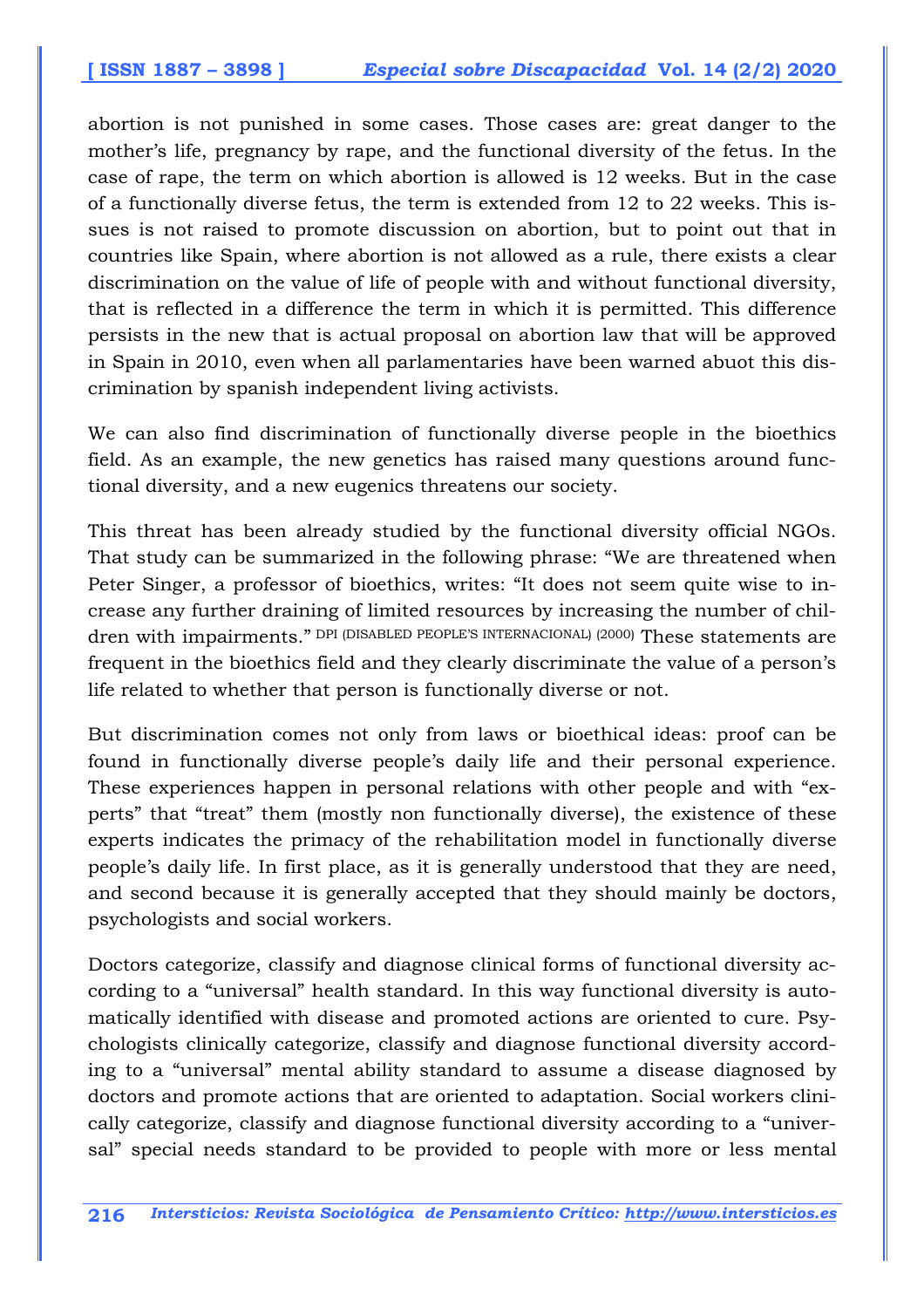abortion is not punished in some cases. Those cases are: great danger to the mother's life, pregnancy by rape, and the functional diversity of the fetus. In the case of rape, the term on which abortion is allowed is 12 weeks. But in the case of a functionally diverse fetus, the term is extended from 12 to 22 weeks. This issues is not raised to promote discussion on abortion, but to point out that in countries like Spain, where abortion is not allowed as a rule, there exists a clear discrimination on the value of life of people with and without functional diversity, that is reflected in a difference the term in which it is permitted. This difference persists in the new that is actual proposal on abortion law that will be approved in Spain in 2010, even when all parlamentaries have been warned abuot this discrimination by spanish independent living activists.

We can also find discrimination of functionally diverse people in the bioethics field. As an example, the new genetics has raised many questions around functional diversity, and a new eugenics threatens our society.

This threat has been already studied by the functional diversity official NGOs. That study can be summarized in the following phrase: "We are threatened when Peter Singer, a professor of bioethics, writes: "It does not seem quite wise to increase any further draining of limited resources by increasing the number of children with impairments." DPI (DISABLED PEOPLE'S INTERNACIONAL) (2000) These statements are frequent in the bioethics field and they clearly discriminate the value of a person's life related to whether that person is functionally diverse or not.

But discrimination comes not only from laws or bioethical ideas: proof can be found in functionally diverse people's daily life and their personal experience. These experiences happen in personal relations with other people and with "experts" that "treat" them (mostly non functionally diverse), the existence of these experts indicates the primacy of the rehabilitation model in functionally diverse people's daily life. In first place, as it is generally understood that they are need, and second because it is generally accepted that they should mainly be doctors, psychologists and social workers.

Doctors categorize, classify and diagnose clinical forms of functional diversity according to a "universal" health standard. In this way functional diversity is automatically identified with disease and promoted actions are oriented to cure. Psychologists clinically categorize, classify and diagnose functional diversity according to a "universal" mental ability standard to assume a disease diagnosed by doctors and promote actions that are oriented to adaptation. Social workers clinically categorize, classify and diagnose functional diversity according to a "universal" special needs standard to be provided to people with more or less mental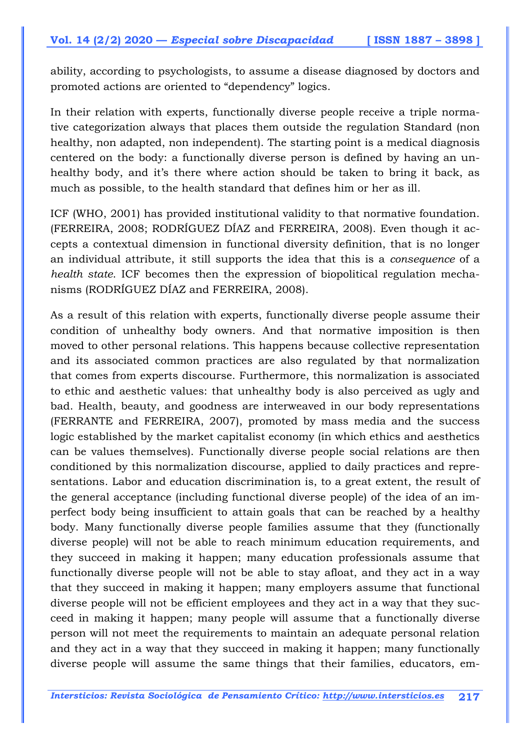ability, according to psychologists, to assume a disease diagnosed by doctors and promoted actions are oriented to "dependency" logics.

In their relation with experts, functionally diverse people receive a triple normative categorization always that places them outside the regulation Standard (non healthy, non adapted, non independent). The starting point is a medical diagnosis centered on the body: a functionally diverse person is defined by having an unhealthy body, and it's there where action should be taken to bring it back, as much as possible, to the health standard that defines him or her as ill.

ICF (WHO, 2001) has provided institutional validity to that normative foundation. (FERREIRA, 2008; RODRÍGUEZ DÍAZ and FERREIRA, 2008). Even though it accepts a contextual dimension in functional diversity definition, that is no longer an individual attribute, it still supports the idea that this is a *consequence* of a *health state*. ICF becomes then the expression of biopolitical regulation mechanisms (RODRÍGUEZ DÍAZ and FERREIRA, 2008).

As a result of this relation with experts, functionally diverse people assume their condition of unhealthy body owners. And that normative imposition is then moved to other personal relations. This happens because collective representation and its associated common practices are also regulated by that normalization that comes from experts discourse. Furthermore, this normalization is associated to ethic and aesthetic values: that unhealthy body is also perceived as ugly and bad. Health, beauty, and goodness are interweaved in our body representations (FERRANTE and FERREIRA, 2007), promoted by mass media and the success logic established by the market capitalist economy (in which ethics and aesthetics can be values themselves). Functionally diverse people social relations are then conditioned by this normalization discourse, applied to daily practices and representations. Labor and education discrimination is, to a great extent, the result of the general acceptance (including functional diverse people) of the idea of an imperfect body being insufficient to attain goals that can be reached by a healthy body. Many functionally diverse people families assume that they (functionally diverse people) will not be able to reach minimum education requirements, and they succeed in making it happen; many education professionals assume that functionally diverse people will not be able to stay afloat, and they act in a way that they succeed in making it happen; many employers assume that functional diverse people will not be efficient employees and they act in a way that they succeed in making it happen; many people will assume that a functionally diverse person will not meet the requirements to maintain an adequate personal relation and they act in a way that they succeed in making it happen; many functionally diverse people will assume the same things that their families, educators, em-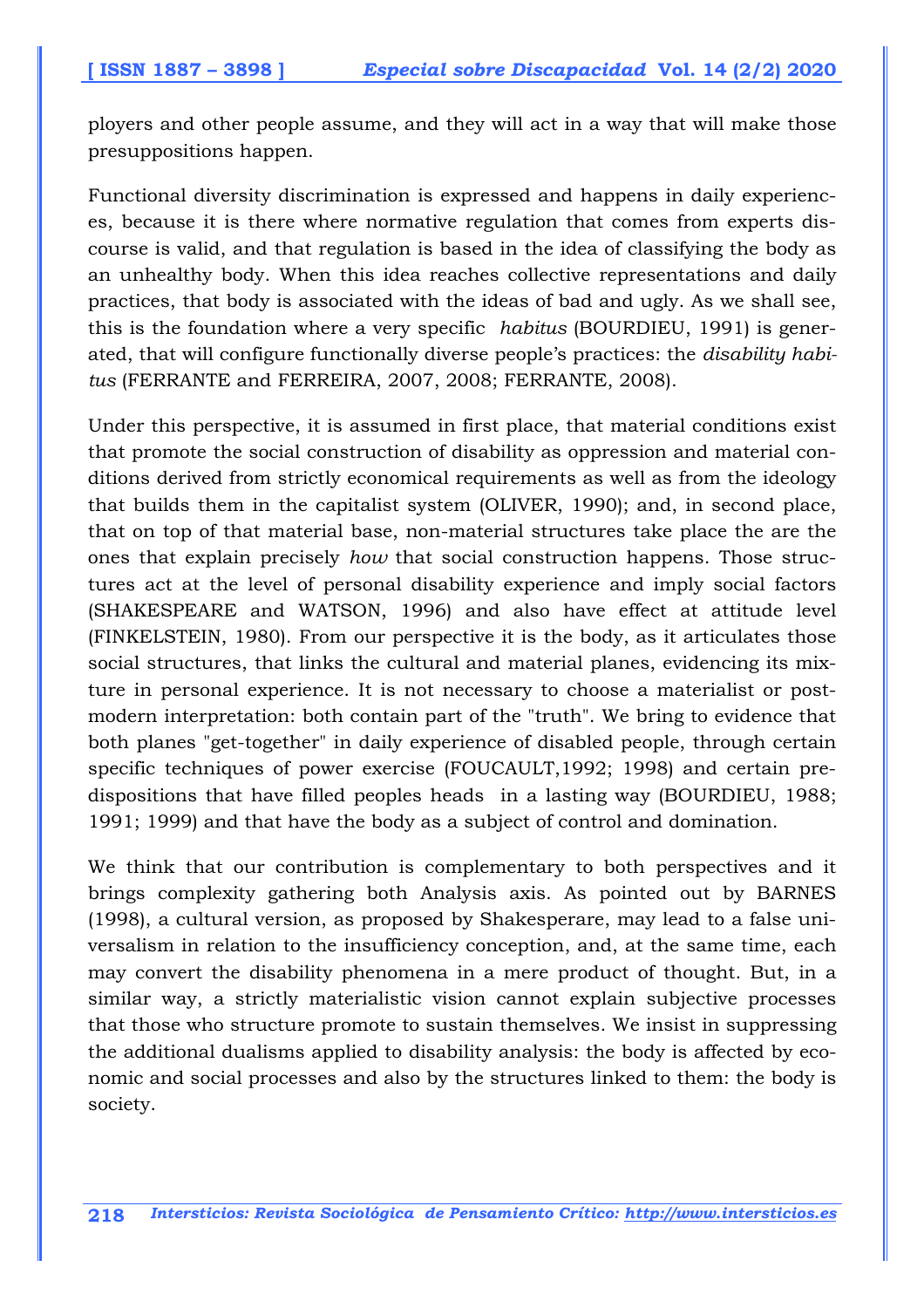ployers and other people assume, and they will act in a way that will make those presuppositions happen.

Functional diversity discrimination is expressed and happens in daily experiences, because it is there where normative regulation that comes from experts discourse is valid, and that regulation is based in the idea of classifying the body as an unhealthy body. When this idea reaches collective representations and daily practices, that body is associated with the ideas of bad and ugly. As we shall see, this is the foundation where a very specific *habitus* (BOURDIEU, 1991) is generated, that will configure functionally diverse people's practices: the *disability habitus* (FERRANTE and FERREIRA, 2007, 2008; FERRANTE, 2008).

Under this perspective, it is assumed in first place, that material conditions exist that promote the social construction of disability as oppression and material conditions derived from strictly economical requirements as well as from the ideology that builds them in the capitalist system (OLIVER, 1990); and, in second place, that on top of that material base, non-material structures take place the are the ones that explain precisely *how* that social construction happens. Those structures act at the level of personal disability experience and imply social factors (SHAKESPEARE and WATSON, 1996) and also have effect at attitude level (FINKELSTEIN, 1980). From our perspective it is the body, as it articulates those social structures, that links the cultural and material planes, evidencing its mixture in personal experience. It is not necessary to choose a materialist or postmodern interpretation: both contain part of the "truth". We bring to evidence that both planes "get-together" in daily experience of disabled people, through certain specific techniques of power exercise (FOUCAULT,1992; 1998) and certain predispositions that have filled peoples heads in a lasting way (BOURDIEU, 1988; 1991; 1999) and that have the body as a subject of control and domination.

We think that our contribution is complementary to both perspectives and it brings complexity gathering both Analysis axis. As pointed out by BARNES (1998), a cultural version, as proposed by Shakesperare, may lead to a false universalism in relation to the insufficiency conception, and, at the same time, each may convert the disability phenomena in a mere product of thought. But, in a similar way, a strictly materialistic vision cannot explain subjective processes that those who structure promote to sustain themselves. We insist in suppressing the additional dualisms applied to disability analysis: the body is affected by economic and social processes and also by the structures linked to them: the body is society.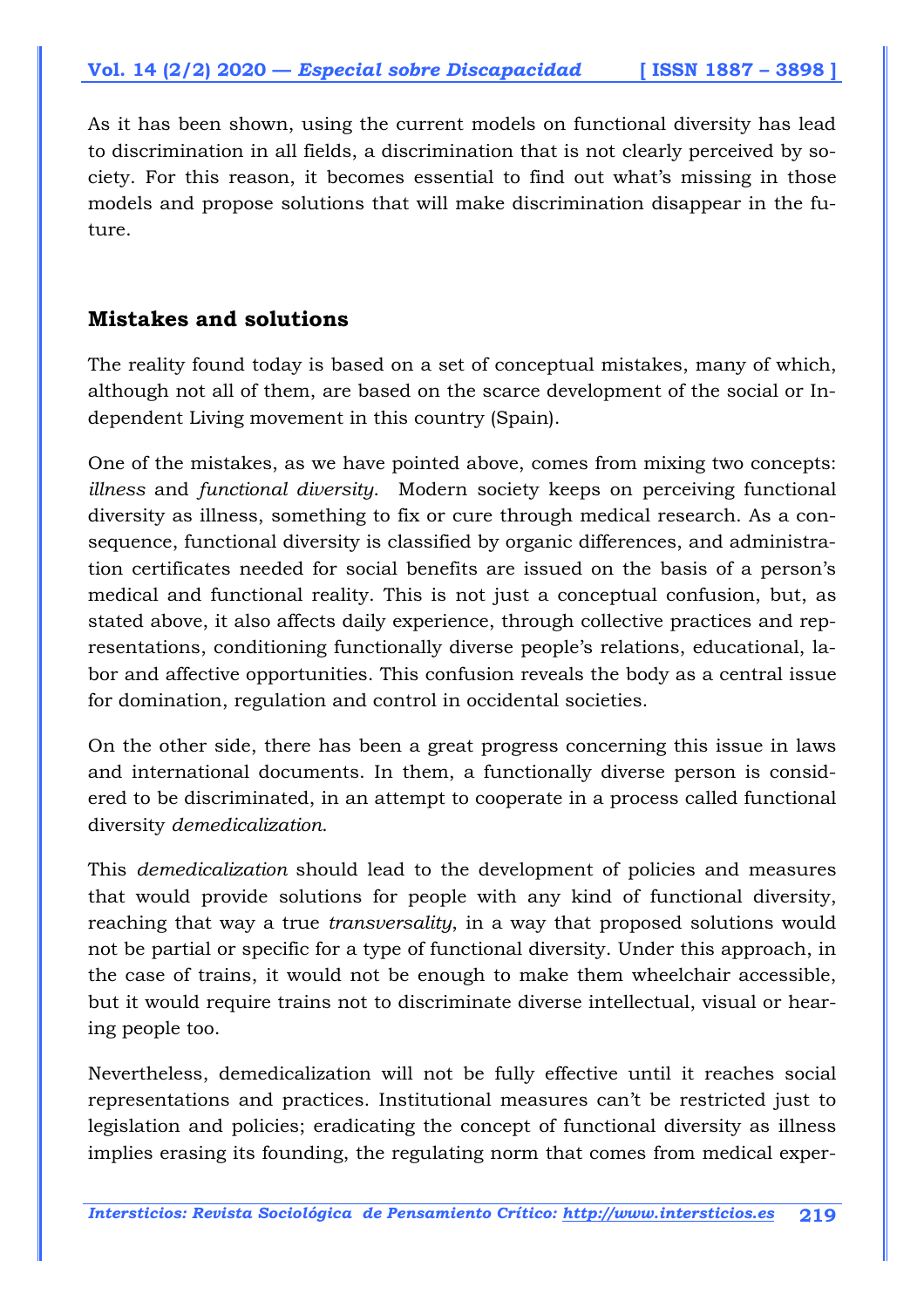As it has been shown, using the current models on functional diversity has lead to discrimination in all fields, a discrimination that is not clearly perceived by society. For this reason, it becomes essential to find out what's missing in those models and propose solutions that will make discrimination disappear in the future.

## Mistakes and solutions

The reality found today is based on a set of conceptual mistakes, many of which, although not all of them, are based on the scarce development of the social or Independent Living movement in this country (Spain).

One of the mistakes, as we have pointed above, comes from mixing two concepts: *illness* and *functional diversity*. Modern society keeps on perceiving functional diversity as illness, something to fix or cure through medical research. As a consequence, functional diversity is classified by organic differences, and administration certificates needed for social benefits are issued on the basis of a person's medical and functional reality. This is not just a conceptual confusion, but, as stated above, it also affects daily experience, through collective practices and representations, conditioning functionally diverse people's relations, educational, labor and affective opportunities. This confusion reveals the body as a central issue for domination, regulation and control in occidental societies.

On the other side, there has been a great progress concerning this issue in laws and international documents. In them, a functionally diverse person is considered to be discriminated, in an attempt to cooperate in a process called functional diversity *demedicalization*.

This *demedicalization* should lead to the development of policies and measures that would provide solutions for people with any kind of functional diversity, reaching that way a true *transversality*, in a way that proposed solutions would not be partial or specific for a type of functional diversity. Under this approach, in the case of trains, it would not be enough to make them wheelchair accessible, but it would require trains not to discriminate diverse intellectual, visual or hearing people too.

Nevertheless, demedicalization will not be fully effective until it reaches social representations and practices. Institutional measures can't be restricted just to legislation and policies; eradicating the concept of functional diversity as illness implies erasing its founding, the regulating norm that comes from medical exper-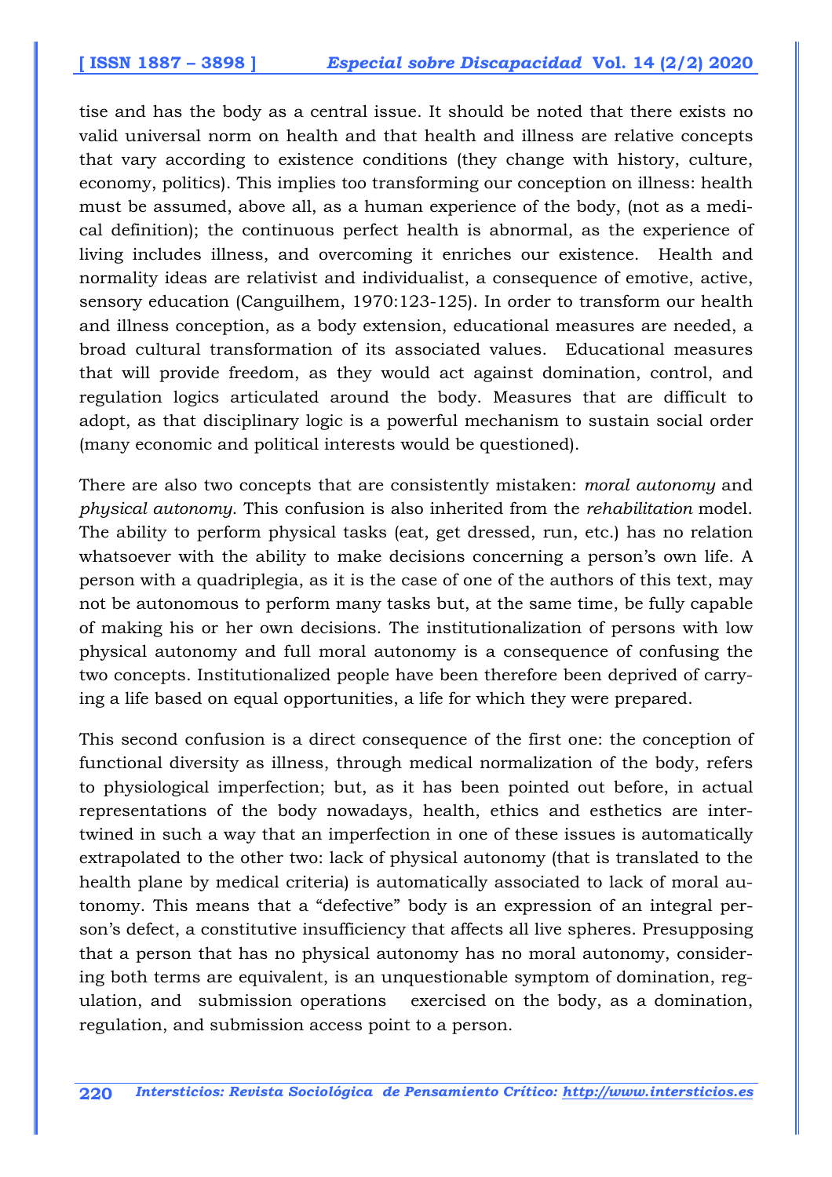tise and has the body as a central issue. It should be noted that there exists no valid universal norm on health and that health and illness are relative concepts that vary according to existence conditions (they change with history, culture, economy, politics). This implies too transforming our conception on illness: health must be assumed, above all, as a human experience of the body, (not as a medical definition); the continuous perfect health is abnormal, as the experience of living includes illness, and overcoming it enriches our existence. Health and normality ideas are relativist and individualist, a consequence of emotive, active, sensory education (Canguilhem, 1970:123-125). In order to transform our health and illness conception, as a body extension, educational measures are needed, a broad cultural transformation of its associated values. Educational measures that will provide freedom, as they would act against domination, control, and regulation logics articulated around the body. Measures that are difficult to adopt, as that disciplinary logic is a powerful mechanism to sustain social order (many economic and political interests would be questioned).

There are also two concepts that are consistently mistaken: *moral autonomy* and *physical autonomy*. This confusion is also inherited from the *rehabilitation* model. The ability to perform physical tasks (eat, get dressed, run, etc.) has no relation whatsoever with the ability to make decisions concerning a person's own life. A person with a quadriplegia, as it is the case of one of the authors of this text, may not be autonomous to perform many tasks but, at the same time, be fully capable of making his or her own decisions. The institutionalization of persons with low physical autonomy and full moral autonomy is a consequence of confusing the two concepts. Institutionalized people have been therefore been deprived of carrying a life based on equal opportunities, a life for which they were prepared.

This second confusion is a direct consequence of the first one: the conception of functional diversity as illness, through medical normalization of the body, refers to physiological imperfection; but, as it has been pointed out before, in actual representations of the body nowadays, health, ethics and esthetics are intertwined in such a way that an imperfection in one of these issues is automatically extrapolated to the other two: lack of physical autonomy (that is translated to the health plane by medical criteria) is automatically associated to lack of moral autonomy. This means that a "defective" body is an expression of an integral person's defect, a constitutive insufficiency that affects all live spheres. Presupposing that a person that has no physical autonomy has no moral autonomy, considering both terms are equivalent, is an unquestionable symptom of domination, regulation, and submission operations exercised on the body, as a domination, regulation, and submission access point to a person.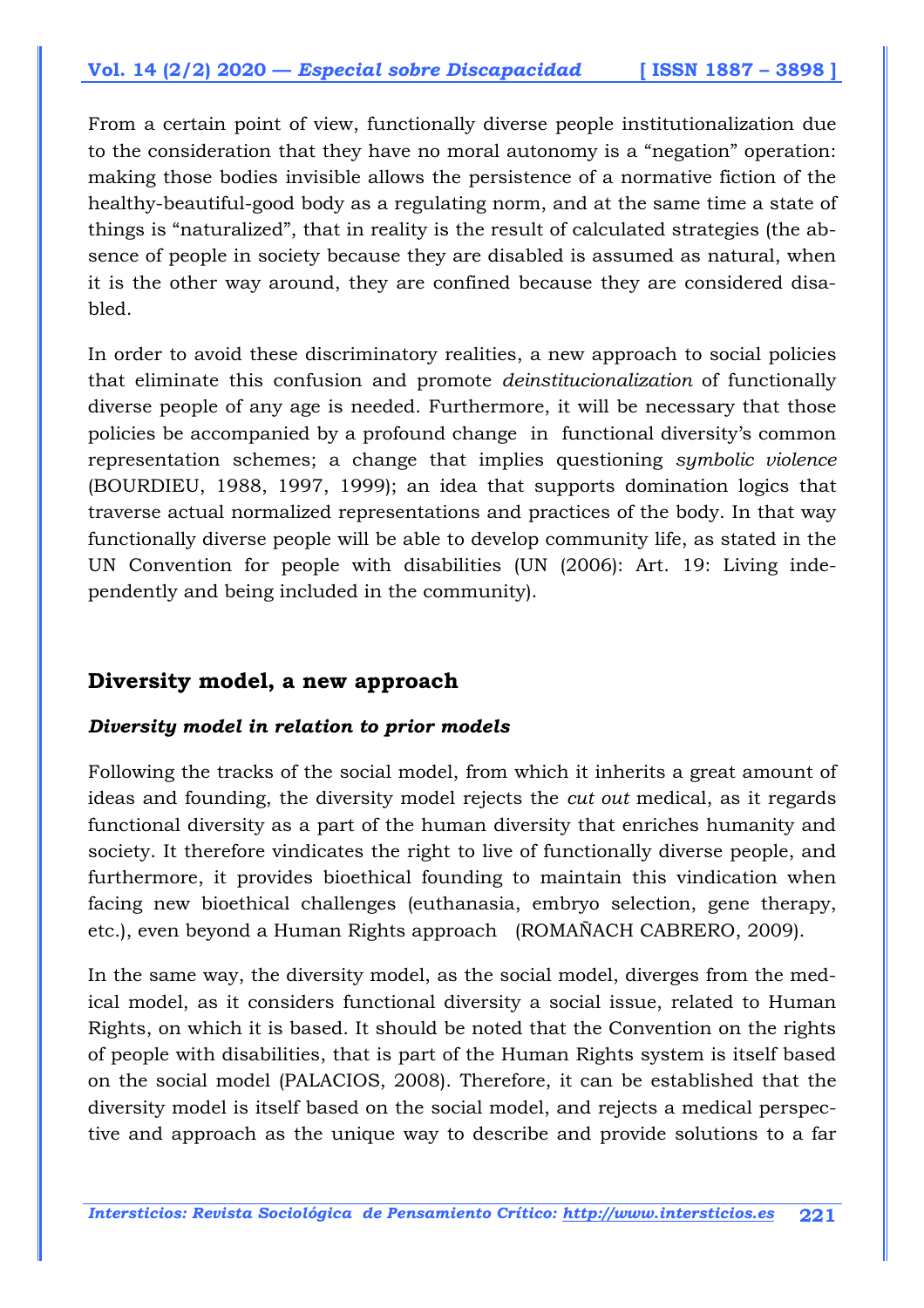From a certain point of view, functionally diverse people institutionalization due to the consideration that they have no moral autonomy is a "negation" operation: making those bodies invisible allows the persistence of a normative fiction of the healthy-beautiful-good body as a regulating norm, and at the same time a state of things is "naturalized", that in reality is the result of calculated strategies (the absence of people in society because they are disabled is assumed as natural, when it is the other way around, they are confined because they are considered disabled.

In order to avoid these discriminatory realities, a new approach to social policies that eliminate this confusion and promote *deinstitucionalization* of functionally diverse people of any age is needed. Furthermore, it will be necessary that those policies be accompanied by a profound change in functional diversity's common representation schemes; a change that implies questioning *symbolic violence* (BOURDIEU, 1988, 1997, 1999); an idea that supports domination logics that traverse actual normalized representations and practices of the body. In that way functionally diverse people will be able to develop community life, as stated in the UN Convention for people with disabilities (UN (2006): Art. 19: Living independently and being included in the community).

## Diversity model, a new approach

### *Diversity model in relation to prior models*

Following the tracks of the social model, from which it inherits a great amount of ideas and founding, the diversity model rejects the *cut out* medical, as it regards functional diversity as a part of the human diversity that enriches humanity and society. It therefore vindicates the right to live of functionally diverse people, and furthermore, it provides bioethical founding to maintain this vindication when facing new bioethical challenges (euthanasia, embryo selection, gene therapy, etc.), even beyond a Human Rights approach (ROMAÑACH CABRERO, 2009).

In the same way, the diversity model, as the social model, diverges from the medical model, as it considers functional diversity a social issue, related to Human Rights, on which it is based. It should be noted that the Convention on the rights of people with disabilities, that is part of the Human Rights system is itself based on the social model (PALACIOS, 2008). Therefore, it can be established that the diversity model is itself based on the social model, and rejects a medical perspective and approach as the unique way to describe and provide solutions to a far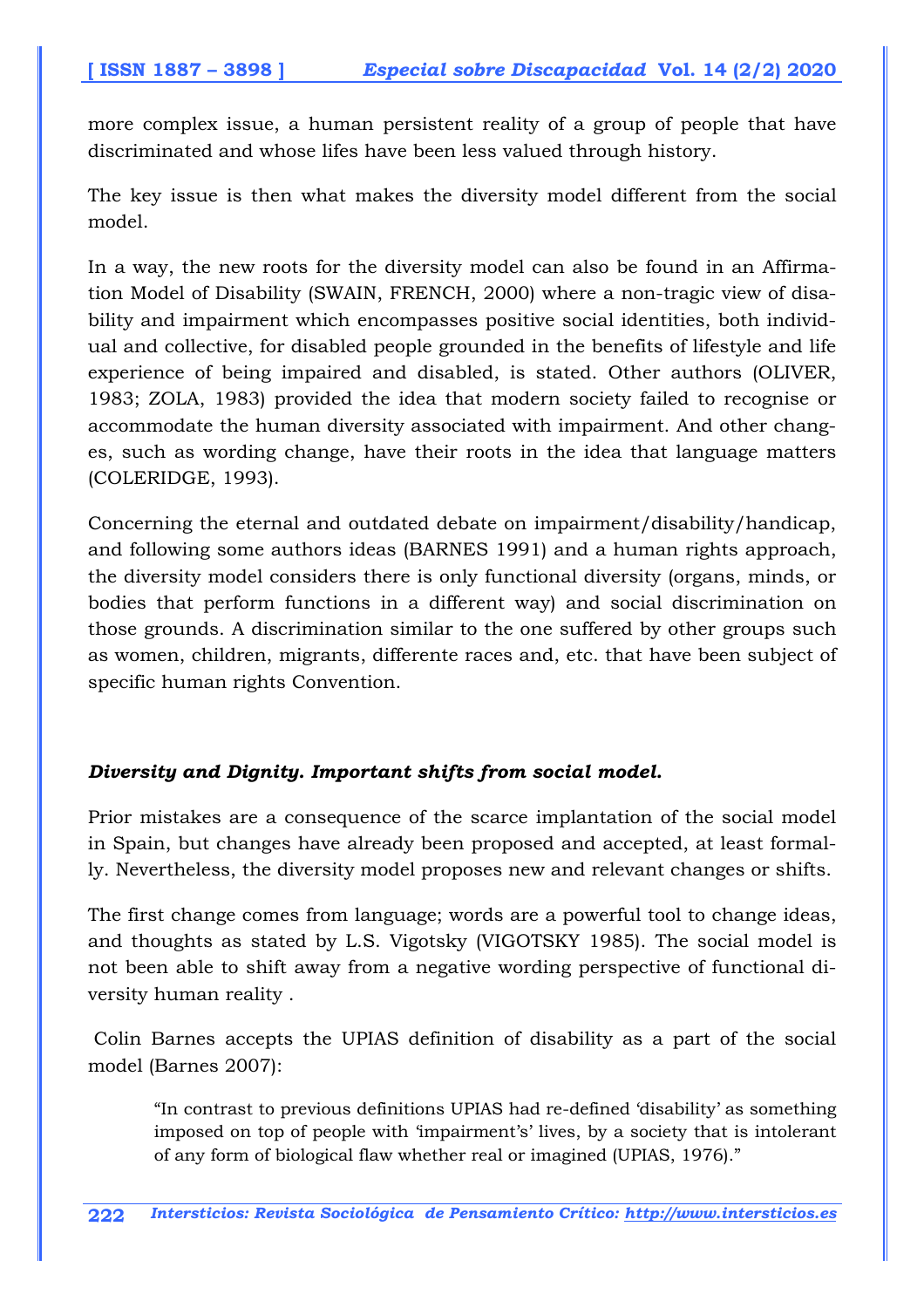more complex issue, a human persistent reality of a group of people that have discriminated and whose lifes have been less valued through history.

The key issue is then what makes the diversity model different from the social model.

In a way, the new roots for the diversity model can also be found in an Affirmation Model of Disability (SWAIN, FRENCH, 2000) where a non-tragic view of disability and impairment which encompasses positive social identities, both individual and collective, for disabled people grounded in the benefits of lifestyle and life experience of being impaired and disabled, is stated. Other authors (OLIVER, 1983; ZOLA, 1983) provided the idea that modern society failed to recognise or accommodate the human diversity associated with impairment. And other changes, such as wording change, have their roots in the idea that language matters (COLERIDGE, 1993).

Concerning the eternal and outdated debate on impairment/disability/handicap, and following some authors ideas (BARNES 1991) and a human rights approach, the diversity model considers there is only functional diversity (organs, minds, or bodies that perform functions in a different way) and social discrimination on those grounds. A discrimination similar to the one suffered by other groups such as women, children, migrants, differente races and, etc. that have been subject of specific human rights Convention.

### *Diversity and Dignity. Important shifts from social model.*

Prior mistakes are a consequence of the scarce implantation of the social model in Spain, but changes have already been proposed and accepted, at least formally. Nevertheless, the diversity model proposes new and relevant changes or shifts.

The first change comes from language; words are a powerful tool to change ideas, and thoughts as stated by L.S. Vigotsky (VIGOTSKY 1985). The social model is not been able to shift away from a negative wording perspective of functional diversity human reality .

Colin Barnes accepts the UPIAS definition of disability as a part of the social model (Barnes 2007):

> "In contrast to previous definitions UPIAS had re-defined 'disability' as something imposed on top of people with 'impairment's' lives, by a society that is intolerant of any form of biological flaw whether real or imagined (UPIAS, 1976)."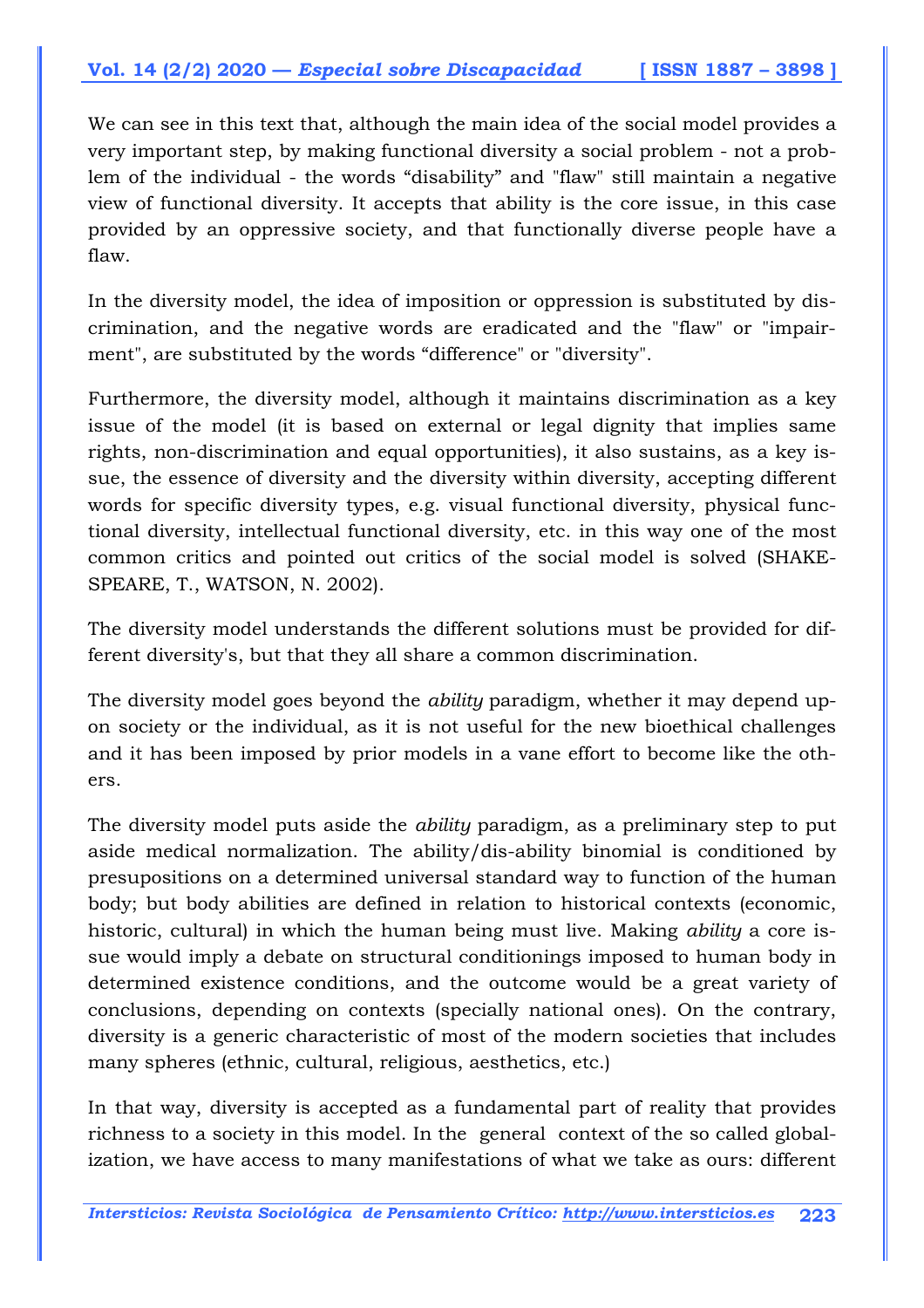We can see in this text that, although the main idea of the social model provides a very important step, by making functional diversity a social problem - not a problem of the individual - the words “disability” and "flaw" still maintain a negative view of functional diversity. It accepts that ability is the core issue, in this case provided by an oppressive society, and that functionally diverse people have a flaw.

In the diversity model, the idea of imposition or oppression is substituted by discrimination, and the negative words are eradicated and the "flaw" or "impairment", are substituted by the words “difference" or "diversity".

Furthermore, the diversity model, although it maintains discrimination as a key issue of the model (it is based on external or legal dignity that implies same rights, non-discrimination and equal opportunities), it also sustains, as a key issue, the essence of diversity and the diversity within diversity, accepting different words for specific diversity types, e.g. visual functional diversity, physical functional diversity, intellectual functional diversity, etc. in this way one of the most common critics and pointed out critics of the social model is solved (SHAKESPEARE, T., WATSON, N. 2002).

The diversity model understands the different solutions must be provided for different diversity's, but that they all share a common discrimination.

The diversity model goes beyond the *ability* paradigm, whether it may depend upon society or the individual, as it is not useful for the new bioethical challenges and it has been imposed by prior models in a vane effort to become like the others.

The diversity model puts aside the *ability* paradigm, as a preliminary step to put aside medical normalization. The ability/dis-ability binomial is conditioned by presupositions on a determined universal standard way to function of the human body; but body abilities are defined in relation to historical contexts (economic, historic, cultural) in which the human being must live. Making *ability* a core issue would imply a debate on structural conditionings imposed to human body in determined existence conditions, and the outcome would be a great variety of conclusions, depending on contexts (specially national ones). On the contrary, diversity is a generic characteristic of most of the modern societies that includes many spheres (ethnic, cultural, religious, aesthetics, etc.)

In that way, diversity is accepted as a fundamental part of reality that provides richness to a society in this model. In the general context of the so called globalization, we have access to many manifestations of what we take as ours: different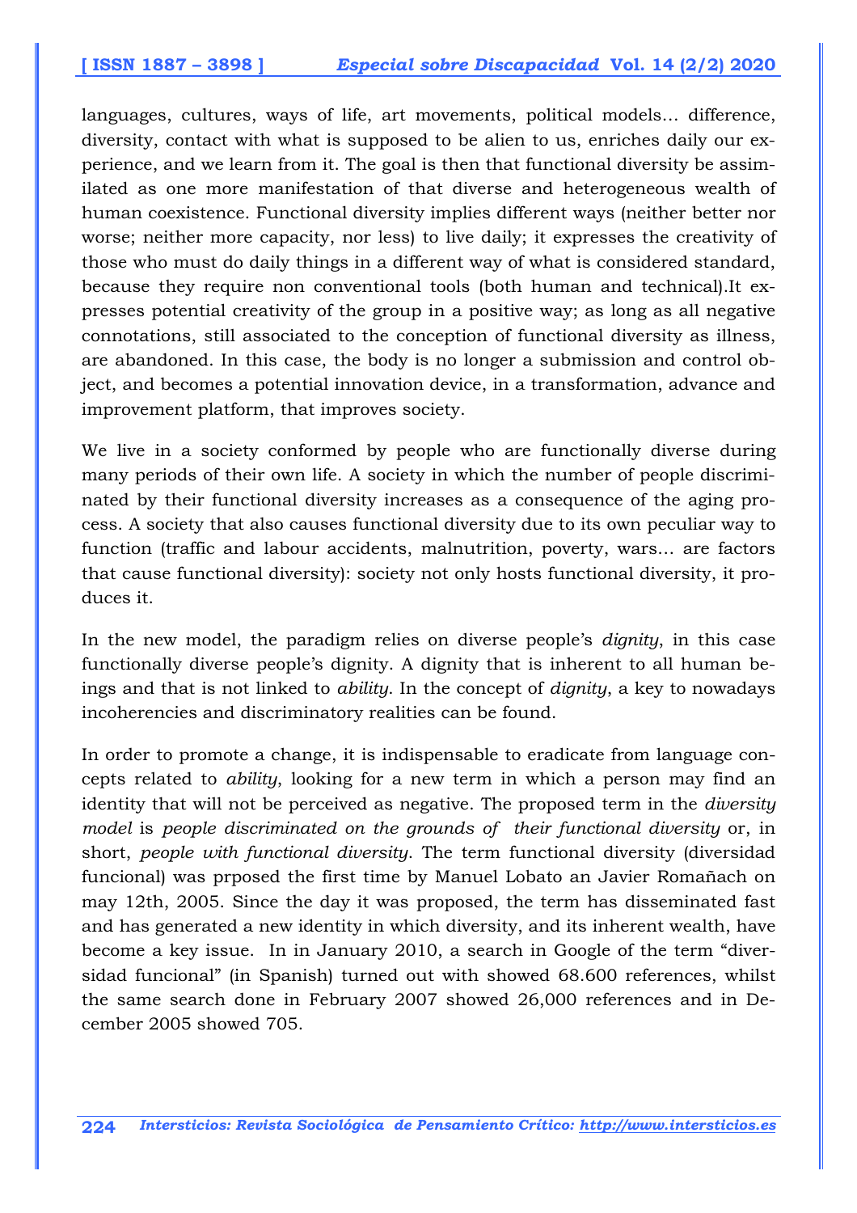languages, cultures, ways of life, art movements, political models… difference, diversity, contact with what is supposed to be alien to us, enriches daily our experience, and we learn from it. The goal is then that functional diversity be assimilated as one more manifestation of that diverse and heterogeneous wealth of human coexistence. Functional diversity implies different ways (neither better nor worse; neither more capacity, nor less) to live daily; it expresses the creativity of those who must do daily things in a different way of what is considered standard, because they require non conventional tools (both human and technical).It expresses potential creativity of the group in a positive way; as long as all negative connotations, still associated to the conception of functional diversity as illness, are abandoned. In this case, the body is no longer a submission and control object, and becomes a potential innovation device, in a transformation, advance and improvement platform, that improves society.

We live in a society conformed by people who are functionally diverse during many periods of their own life. A society in which the number of people discriminated by their functional diversity increases as a consequence of the aging process. A society that also causes functional diversity due to its own peculiar way to function (traffic and labour accidents, malnutrition, poverty, wars… are factors that cause functional diversity): society not only hosts functional diversity, it produces it.

In the new model, the paradigm relies on diverse people's *dignity*, in this case functionally diverse people's dignity. A dignity that is inherent to all human beings and that is not linked to *ability*. In the concept of *dignity*, a key to nowadays incoherencies and discriminatory realities can be found.

In order to promote a change, it is indispensable to eradicate from language concepts related to *ability*, looking for a new term in which a person may find an identity that will not be perceived as negative. The proposed term in the *diversity model* is *people discriminated on the grounds of their functional diversity* or, in short, *people with functional diversity*. The term functional diversity (diversidad funcional) was prposed the first time by Manuel Lobato an Javier Romañach on may 12th, 2005. Since the day it was proposed, the term has disseminated fast and has generated a new identity in which diversity, and its inherent wealth, have become a key issue. In in January 2010, a search in Google of the term "diversidad funcional" (in Spanish) turned out with showed 68.600 references, whilst the same search done in February 2007 showed 26,000 references and in December 2005 showed 705.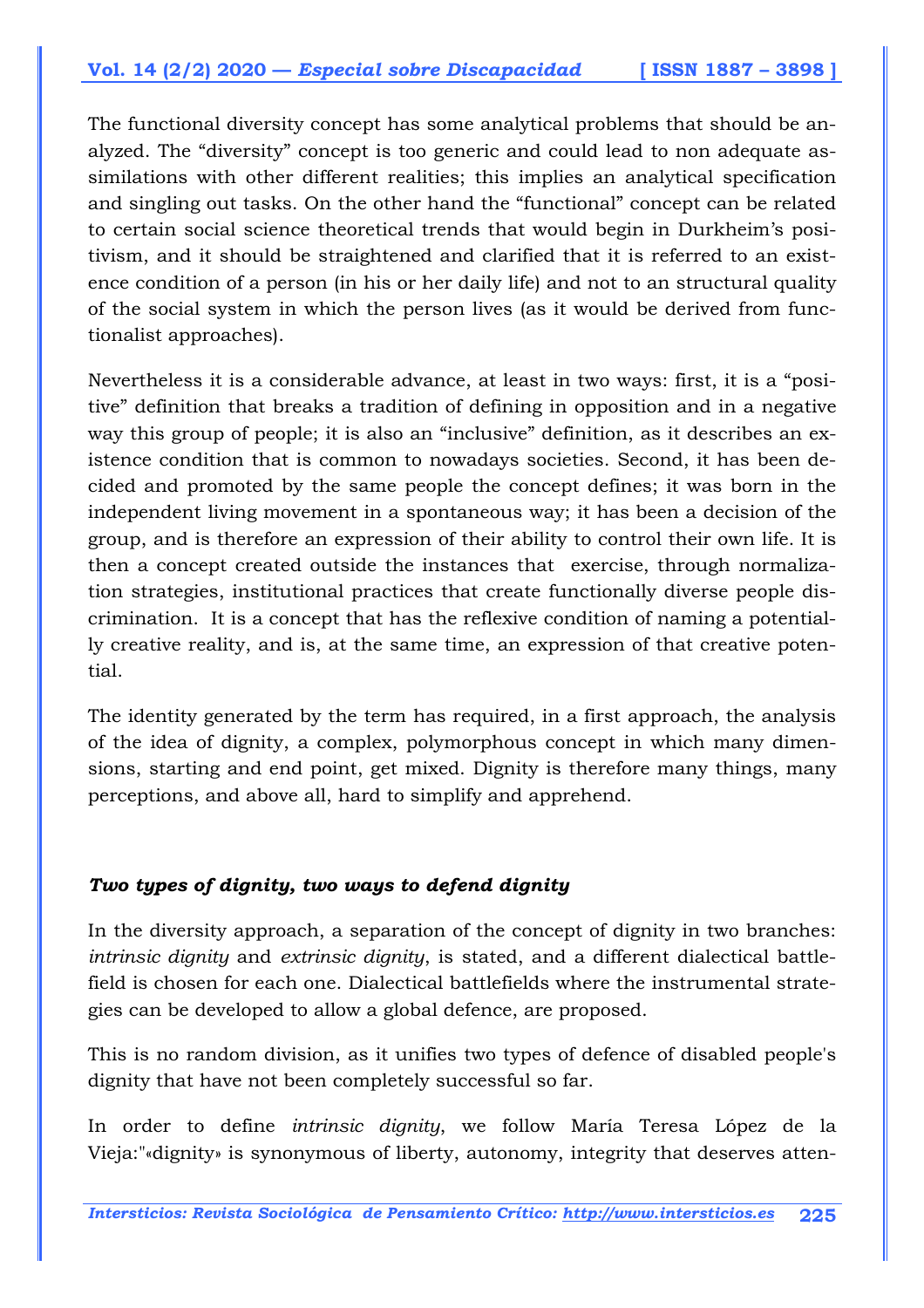The functional diversity concept has some analytical problems that should be analyzed. The "diversity" concept is too generic and could lead to non adequate assimilations with other different realities; this implies an analytical specification and singling out tasks. On the other hand the "functional" concept can be related to certain social science theoretical trends that would begin in Durkheim's positivism, and it should be straightened and clarified that it is referred to an existence condition of a person (in his or her daily life) and not to an structural quality of the social system in which the person lives (as it would be derived from functionalist approaches).

Nevertheless it is a considerable advance, at least in two ways: first, it is a "positive" definition that breaks a tradition of defining in opposition and in a negative way this group of people; it is also an "inclusive" definition, as it describes an existence condition that is common to nowadays societies. Second, it has been decided and promoted by the same people the concept defines; it was born in the independent living movement in a spontaneous way; it has been a decision of the group, and is therefore an expression of their ability to control their own life. It is then a concept created outside the instances that exercise, through normalization strategies, institutional practices that create functionally diverse people discrimination. It is a concept that has the reflexive condition of naming a potentially creative reality, and is, at the same time, an expression of that creative potential.

The identity generated by the term has required, in a first approach, the analysis of the idea of dignity, a complex, polymorphous concept in which many dimensions, starting and end point, get mixed. Dignity is therefore many things, many perceptions, and above all, hard to simplify and apprehend.

### *Two types of dignity, two ways to defend dignity*

In the diversity approach, a separation of the concept of dignity in two branches: *intrinsic dignity* and *extrinsic dignity*, is stated, and a different dialectical battlefield is chosen for each one. Dialectical battlefields where the instrumental strategies can be developed to allow a global defence, are proposed.

This is no random division, as it unifies two types of defence of disabled people's dignity that have not been completely successful so far.

In order to define *intrinsic dignity*, we follow María Teresa López de la Vieja:"«dignity» is synonymous of liberty, autonomy, integrity that deserves atten-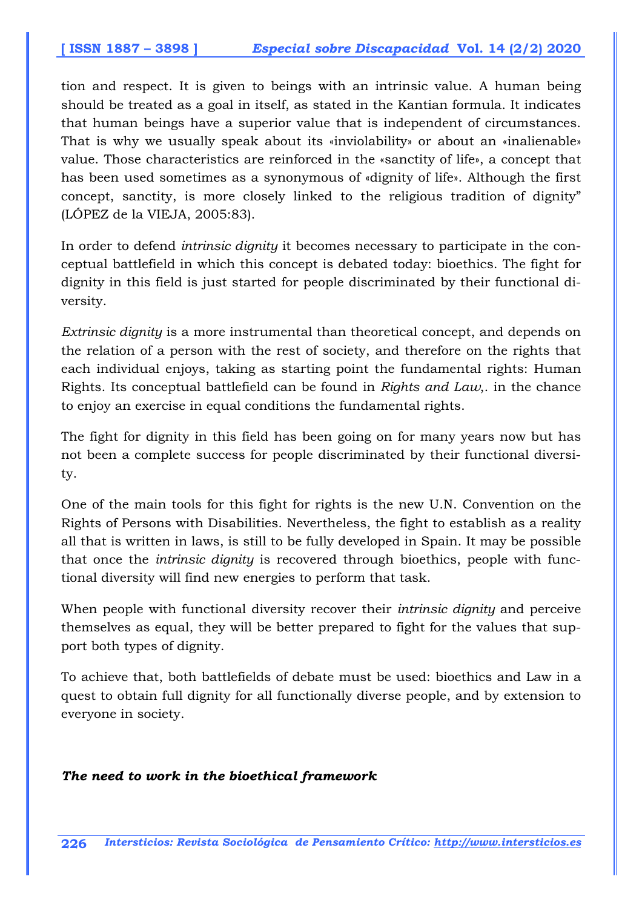tion and respect. It is given to beings with an intrinsic value. A human being should be treated as a goal in itself, as stated in the Kantian formula. It indicates that human beings have a superior value that is independent of circumstances. That is why we usually speak about its «inviolability» or about an «inalienable» value. Those characteristics are reinforced in the «sanctity of life», a concept that has been used sometimes as a synonymous of «dignity of life». Although the first concept, sanctity, is more closely linked to the religious tradition of dignity" (LÓPEZ de la VIEJA, 2005:83).

In order to defend *intrinsic dignity* it becomes necessary to participate in the conceptual battlefield in which this concept is debated today: bioethics. The fight for dignity in this field is just started for people discriminated by their functional diversity.

*Extrinsic dignity* is a more instrumental than theoretical concept, and depends on the relation of a person with the rest of society, and therefore on the rights that each individual enjoys, taking as starting point the fundamental rights: Human Rights. Its conceptual battlefield can be found in *Rights and Law*,. in the chance to enjoy an exercise in equal conditions the fundamental rights.

The fight for dignity in this field has been going on for many years now but has not been a complete success for people discriminated by their functional diversity.

One of the main tools for this fight for rights is the new U.N. Convention on the Rights of Persons with Disabilities. Nevertheless, the fight to establish as a reality all that is written in laws, is still to be fully developed in Spain. It may be possible that once the *intrinsic dignity* is recovered through bioethics, people with functional diversity will find new energies to perform that task.

When people with functional diversity recover their *intrinsic dignity* and perceive themselves as equal, they will be better prepared to fight for the values that support both types of dignity.

To achieve that, both battlefields of debate must be used: bioethics and Law in a quest to obtain full dignity for all functionally diverse people, and by extension to everyone in society.

***The need to work in the bioethical framework***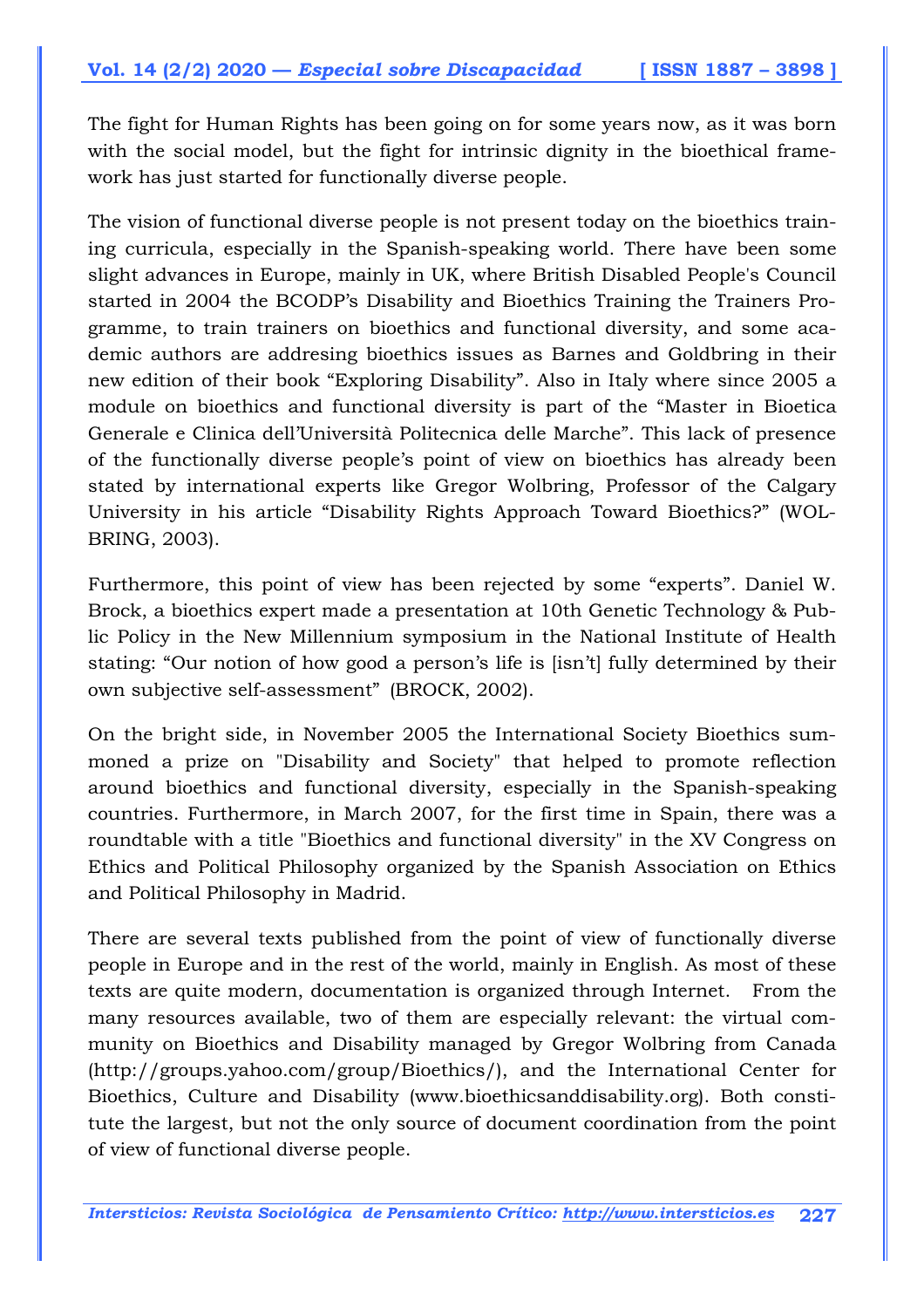The fight for Human Rights has been going on for some years now, as it was born with the social model, but the fight for intrinsic dignity in the bioethical framework has just started for functionally diverse people.

The vision of functional diverse people is not present today on the bioethics training curricula, especially in the Spanish-speaking world. There have been some slight advances in Europe, mainly in UK, where British Disabled People's Council started in 2004 the BCODP's Disability and Bioethics Training the Trainers Programme, to train trainers on bioethics and functional diversity, and some academic authors are addresing bioethics issues as Barnes and Goldbring in their new edition of their book "Exploring Disability". Also in Italy where since 2005 a module on bioethics and functional diversity is part of the "Master in Bioetica Generale e Clinica dell'Università Politecnica delle Marche". This lack of presence of the functionally diverse people's point of view on bioethics has already been stated by international experts like Gregor Wolbring, Professor of the Calgary University in his article "Disability Rights Approach Toward Bioethics?" (WOLBRING, 2003).

Furthermore, this point of view has been rejected by some "experts". Daniel W. Brock, a bioethics expert made a presentation at 10th Genetic Technology & Public Policy in the New Millennium symposium in the National Institute of Health stating: "Our notion of how good a person's life is [isn't] fully determined by their own subjective self-assessment" (BROCK, 2002).

On the bright side, in November 2005 the International Society Bioethics summoned a prize on "Disability and Society" that helped to promote reflection around bioethics and functional diversity, especially in the Spanish-speaking countries. Furthermore, in March 2007, for the first time in Spain, there was a roundtable with a title "Bioethics and functional diversity" in the XV Congress on Ethics and Political Philosophy organized by the Spanish Association on Ethics and Political Philosophy in Madrid.

There are several texts published from the point of view of functionally diverse people in Europe and in the rest of the world, mainly in English. As most of these texts are quite modern, documentation is organized through Internet. From the many resources available, two of them are especially relevant: the virtual community on Bioethics and Disability managed by Gregor Wolbring from Canada (http://groups.yahoo.com/group/Bioethics/), and the International Center for Bioethics, Culture and Disability (www.bioethicsanddisability.org). Both constitute the largest, but not the only source of document coordination from the point of view of functional diverse people.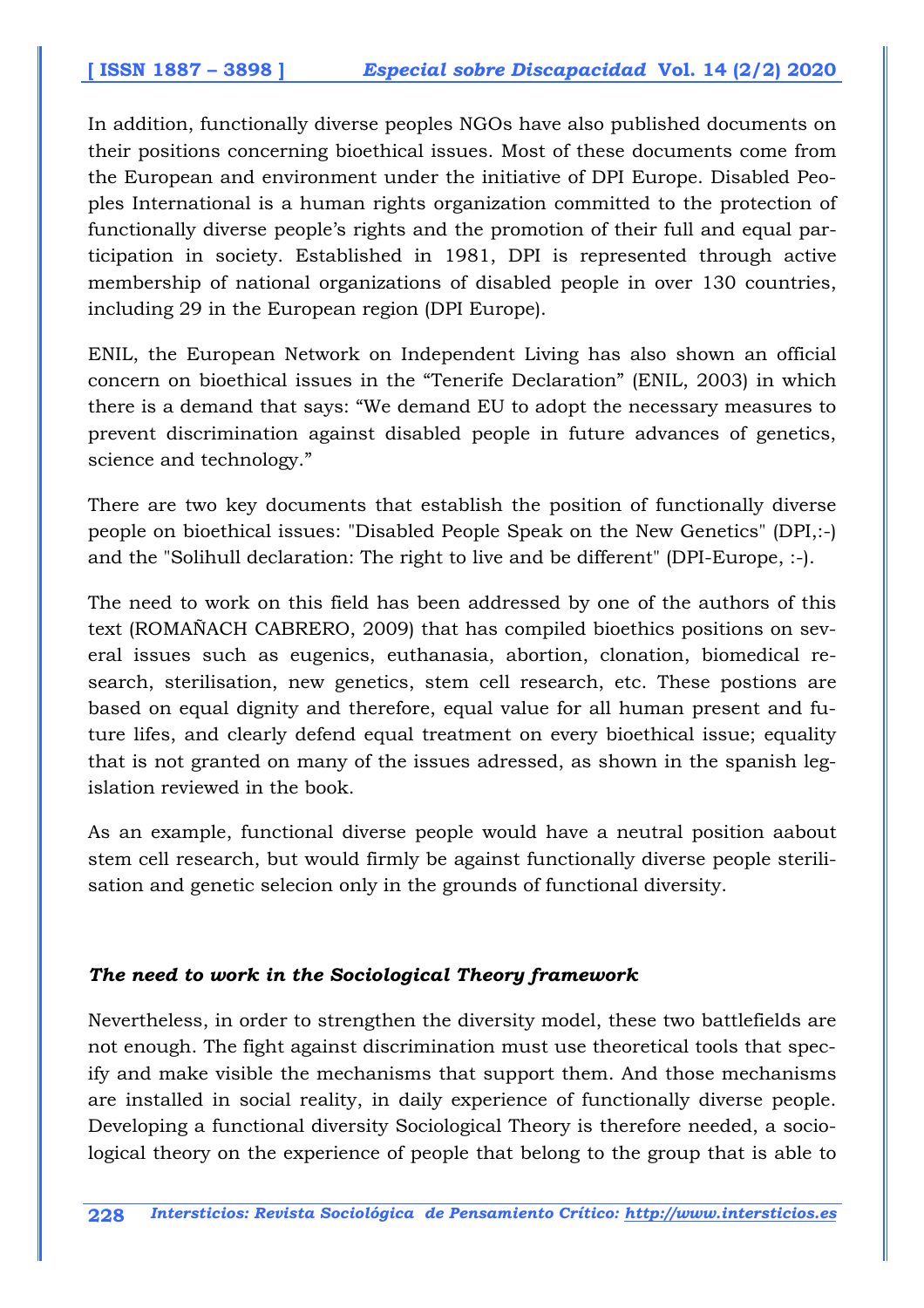In addition, functionally diverse peoples NGOs have also published documents on their positions concerning bioethical issues. Most of these documents come from the European and environment under the initiative of DPI Europe. Disabled Peoples International is a human rights organization committed to the protection of functionally diverse people's rights and the promotion of their full and equal participation in society. Established in 1981, DPI is represented through active membership of national organizations of disabled people in over 130 countries, including 29 in the European region (DPI Europe).

ENIL, the European Network on Independent Living has also shown an official concern on bioethical issues in the "Tenerife Declaration" (ENIL, 2003) in which there is a demand that says: "We demand EU to adopt the necessary measures to prevent discrimination against disabled people in future advances of genetics, science and technology."

There are two key documents that establish the position of functionally diverse people on bioethical issues: "Disabled People Speak on the New Genetics" (DPI,:-) and the "Solihull declaration: The right to live and be different" (DPI-Europe, :-).

The need to work on this field has been addressed by one of the authors of this text (ROMAÑACH CABRERO, 2009) that has compiled bioethics positions on several issues such as eugenics, euthanasia, abortion, clonation, biomedical research, sterilisation, new genetics, stem cell research, etc. These postions are based on equal dignity and therefore, equal value for all human present and future lifes, and clearly defend equal treatment on every bioethical issue; equality that is not granted on many of the issues adressed, as shown in the spanish legislation reviewed in the book.

As an example, functional diverse people would have a neutral position aabout stem cell research, but would firmly be against functionally diverse people sterilisation and genetic selecion only in the grounds of functional diversity.

### *The need to work in the Sociological Theory framework*

Nevertheless, in order to strengthen the diversity model, these two battlefields are not enough. The fight against discrimination must use theoretical tools that specify and make visible the mechanisms that support them. And those mechanisms are installed in social reality, in daily experience of functionally diverse people. Developing a functional diversity Sociological Theory is therefore needed, a sociological theory on the experience of people that belong to the group that is able to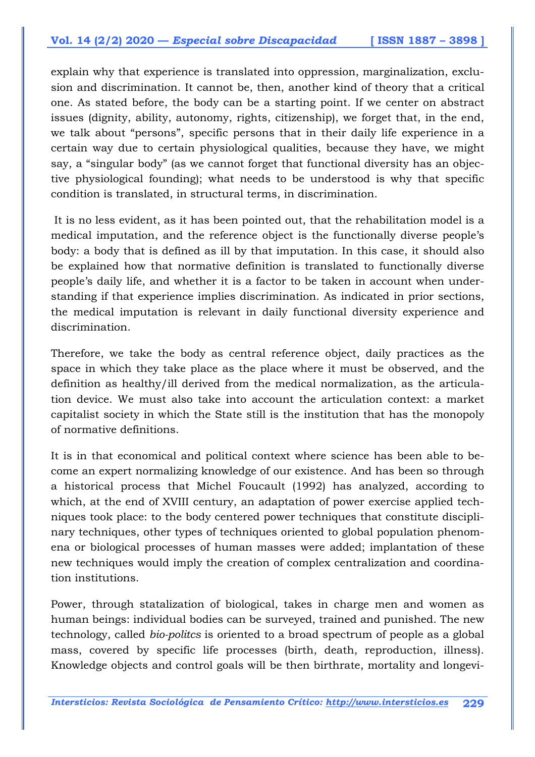explain why that experience is translated into oppression, marginalization, exclusion and discrimination. It cannot be, then, another kind of theory that a critical one. As stated before, the body can be a starting point. If we center on abstract issues (dignity, ability, autonomy, rights, citizenship), we forget that, in the end, we talk about "persons", specific persons that in their daily life experience in a certain way due to certain physiological qualities, because they have, we might say, a "singular body" (as we cannot forget that functional diversity has an objective physiological founding); what needs to be understood is why that specific condition is translated, in structural terms, in discrimination.

It is no less evident, as it has been pointed out, that the rehabilitation model is a medical imputation, and the reference object is the functionally diverse people's body: a body that is defined as ill by that imputation. In this case, it should also be explained how that normative definition is translated to functionally diverse people's daily life, and whether it is a factor to be taken in account when understanding if that experience implies discrimination. As indicated in prior sections, the medical imputation is relevant in daily functional diversity experience and discrimination.

Therefore, we take the body as central reference object, daily practices as the space in which they take place as the place where it must be observed, and the definition as healthy/ill derived from the medical normalization, as the articulation device. We must also take into account the articulation context: a market capitalist society in which the State still is the institution that has the monopoly of normative definitions.

It is in that economical and political context where science has been able to become an expert normalizing knowledge of our existence. And has been so through a historical process that Michel Foucault (1992) has analyzed, according to which, at the end of XVIII century, an adaptation of power exercise applied techniques took place: to the body centered power techniques that constitute disciplinary techniques, other types of techniques oriented to global population phenomena or biological processes of human masses were added; implantation of these new techniques would imply the creation of complex centralization and coordination institutions.

Power, through statalization of biological, takes in charge men and women as human beings: individual bodies can be surveyed, trained and punished. The new technology, called *bio-politcs* is oriented to a broad spectrum of people as a global mass, covered by specific life processes (birth, death, reproduction, illness). Knowledge objects and control goals will be then birthrate, mortality and longevi-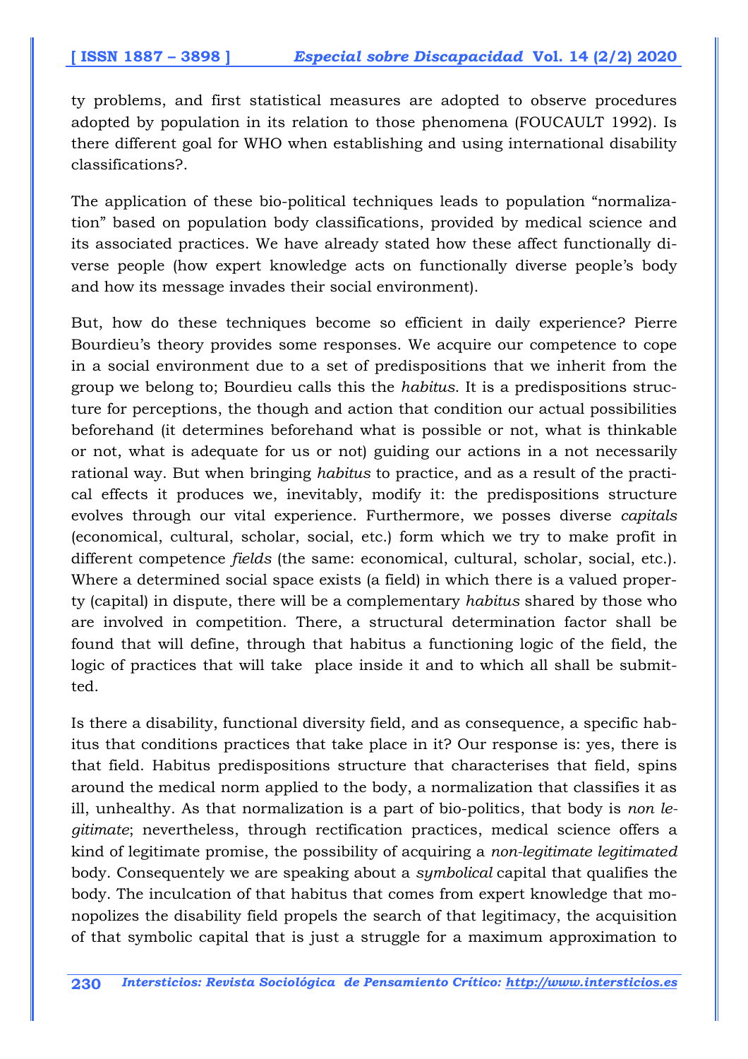ty problems, and first statistical measures are adopted to observe procedures adopted by population in its relation to those phenomena (FOUCAULT 1992). Is there different goal for WHO when establishing and using international disability classifications?.

The application of these bio-political techniques leads to population "normalization" based on population body classifications, provided by medical science and its associated practices. We have already stated how these affect functionally diverse people (how expert knowledge acts on functionally diverse people's body and how its message invades their social environment).

But, how do these techniques become so efficient in daily experience? Pierre Bourdieu's theory provides some responses. We acquire our competence to cope in a social environment due to a set of predispositions that we inherit from the group we belong to; Bourdieu calls this the *habitus*. It is a predispositions structure for perceptions, the though and action that condition our actual possibilities beforehand (it determines beforehand what is possible or not, what is thinkable or not, what is adequate for us or not) guiding our actions in a not necessarily rational way. But when bringing *habitus* to practice, and as a result of the practical effects it produces we, inevitably, modify it: the predispositions structure evolves through our vital experience. Furthermore, we posses diverse *capitals* (economical, cultural, scholar, social, etc.) form which we try to make profit in different competence *fields* (the same: economical, cultural, scholar, social, etc.). Where a determined social space exists (a field) in which there is a valued property (capital) in dispute, there will be a complementary *habitus* shared by those who are involved in competition. There, a structural determination factor shall be found that will define, through that habitus a functioning logic of the field, the logic of practices that will take place inside it and to which all shall be submitted.

Is there a disability, functional diversity field, and as consequence, a specific habitus that conditions practices that take place in it? Our response is: yes, there is that field. Habitus predispositions structure that characterises that field, spins around the medical norm applied to the body, a normalization that classifies it as ill, unhealthy. As that normalization is a part of bio-politics, that body is *non legitimate*; nevertheless, through rectification practices, medical science offers a kind of legitimate promise, the possibility of acquiring a *non-legitimate legitimated* body. Consequently we are speaking about a *symbolical* capital that qualifies the body. The inculcation of that habitus that comes from expert knowledge that monopolizes the disability field propels the search of that legitimacy, the acquisition of that symbolic capital that is just a struggle for a maximum approximation to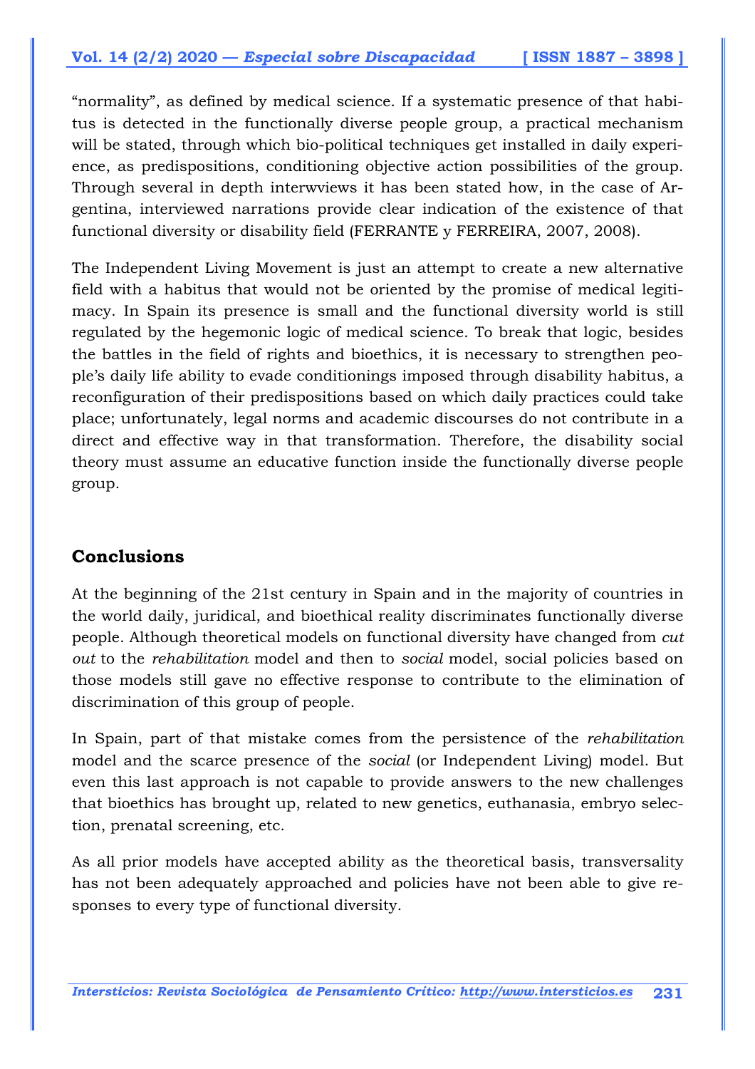"normality", as defined by medical science. If a systematic presence of that habitus is detected in the functionally diverse people group, a practical mechanism will be stated, through which bio-political techniques get installed in daily experience, as predispositions, conditioning objective action possibilities of the group. Through several in depth interwviews it has been stated how, in the case of Argentina, interviewed narrations provide clear indication of the existence of that functional diversity or disability field (FERRANTE y FERREIRA, 2007, 2008).

The Independent Living Movement is just an attempt to create a new alternative field with a habitus that would not be oriented by the promise of medical legitimacy. In Spain its presence is small and the functional diversity world is still regulated by the hegemonic logic of medical science. To break that logic, besides the battles in the field of rights and bioethics, it is necessary to strengthen people's daily life ability to evade conditionings imposed through disability habitus, a reconfiguration of their predispositions based on which daily practices could take place; unfortunately, legal norms and academic discourses do not contribute in a direct and effective way in that transformation. Therefore, the disability social theory must assume an educative function inside the functionally diverse people group.

## Conclusions

At the beginning of the 21st century in Spain and in the majority of countries in the world daily, juridical, and bioethical reality discriminates functionally diverse people. Although theoretical models on functional diversity have changed from *cut out* to the *rehabilitation* model and then to *social* model, social policies based on those models still gave no effective response to contribute to the elimination of discrimination of this group of people.

In Spain, part of that mistake comes from the persistence of the *rehabilitation* model and the scarce presence of the *social* (or Independent Living) model. But even this last approach is not capable to provide answers to the new challenges that bioethics has brought up, related to new genetics, euthanasia, embryo selection, prenatal screening, etc.

As all prior models have accepted ability as the theoretical basis, transversality has not been adequately approached and policies have not been able to give responses to every type of functional diversity.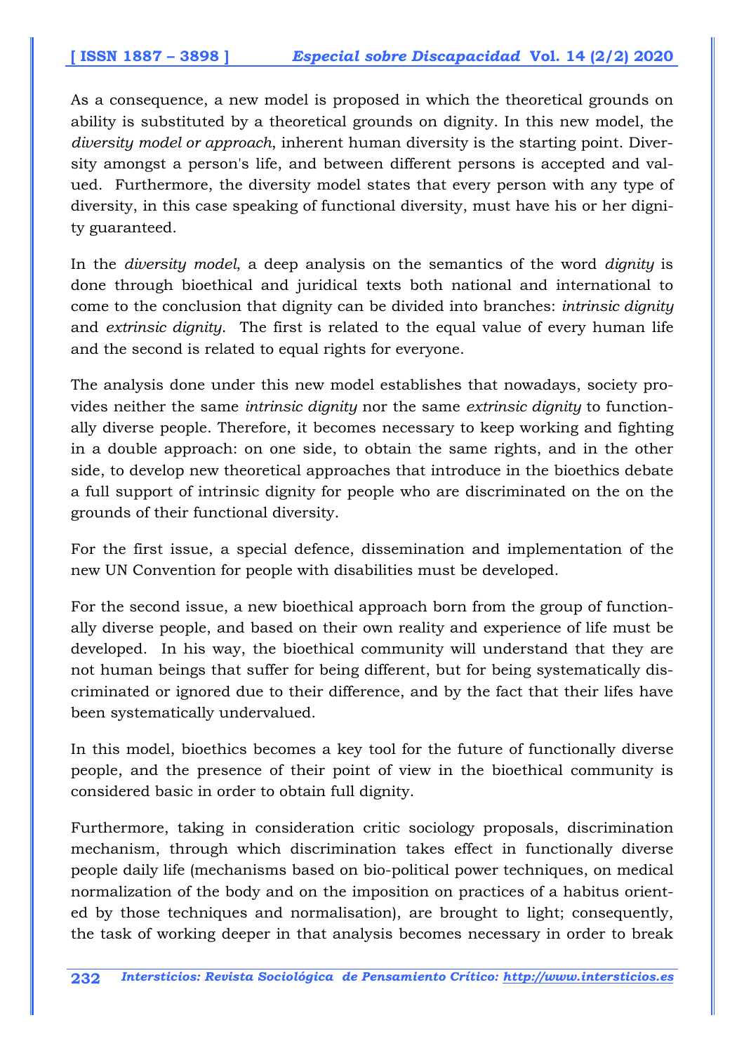As a consequence, a new model is proposed in which the theoretical grounds on ability is substituted by a theoretical grounds on dignity. In this new model, the *diversity model or approach*, inherent human diversity is the starting point. Diversity amongst a person's life, and between different persons is accepted and valued. Furthermore, the diversity model states that every person with any type of diversity, in this case speaking of functional diversity, must have his or her dignity guaranteed.

In the *diversity model*, a deep analysis on the semantics of the word *dignity* is done through bioethical and juridical texts both national and international to come to the conclusion that dignity can be divided into branches: *intrinsic dignity* and *extrinsic dignity*. The first is related to the equal value of every human life and the second is related to equal rights for everyone.

The analysis done under this new model establishes that nowadays, society provides neither the same *intrinsic dignity* nor the same *extrinsic dignity* to functionally diverse people. Therefore, it becomes necessary to keep working and fighting in a double approach: on one side, to obtain the same rights, and in the other side, to develop new theoretical approaches that introduce in the bioethics debate a full support of intrinsic dignity for people who are discriminated on the on the grounds of their functional diversity.

For the first issue, a special defence, dissemination and implementation of the new UN Convention for people with disabilities must be developed.

For the second issue, a new bioethical approach born from the group of functionally diverse people, and based on their own reality and experience of life must be developed. In his way, the bioethical community will understand that they are not human beings that suffer for being different, but for being systematically discriminated or ignored due to their difference, and by the fact that their lifes have been systematically undervalued.

In this model, bioethics becomes a key tool for the future of functionally diverse people, and the presence of their point of view in the bioethical community is considered basic in order to obtain full dignity.

Furthermore, taking in consideration critic sociology proposals, discrimination mechanism, through which discrimination takes effect in functionally diverse people daily life (mechanisms based on bio-political power techniques, on medical normalization of the body and on the imposition on practices of a habitus oriented by those techniques and normalisation), are brought to light; consequently, the task of working deeper in that analysis becomes necessary in order to break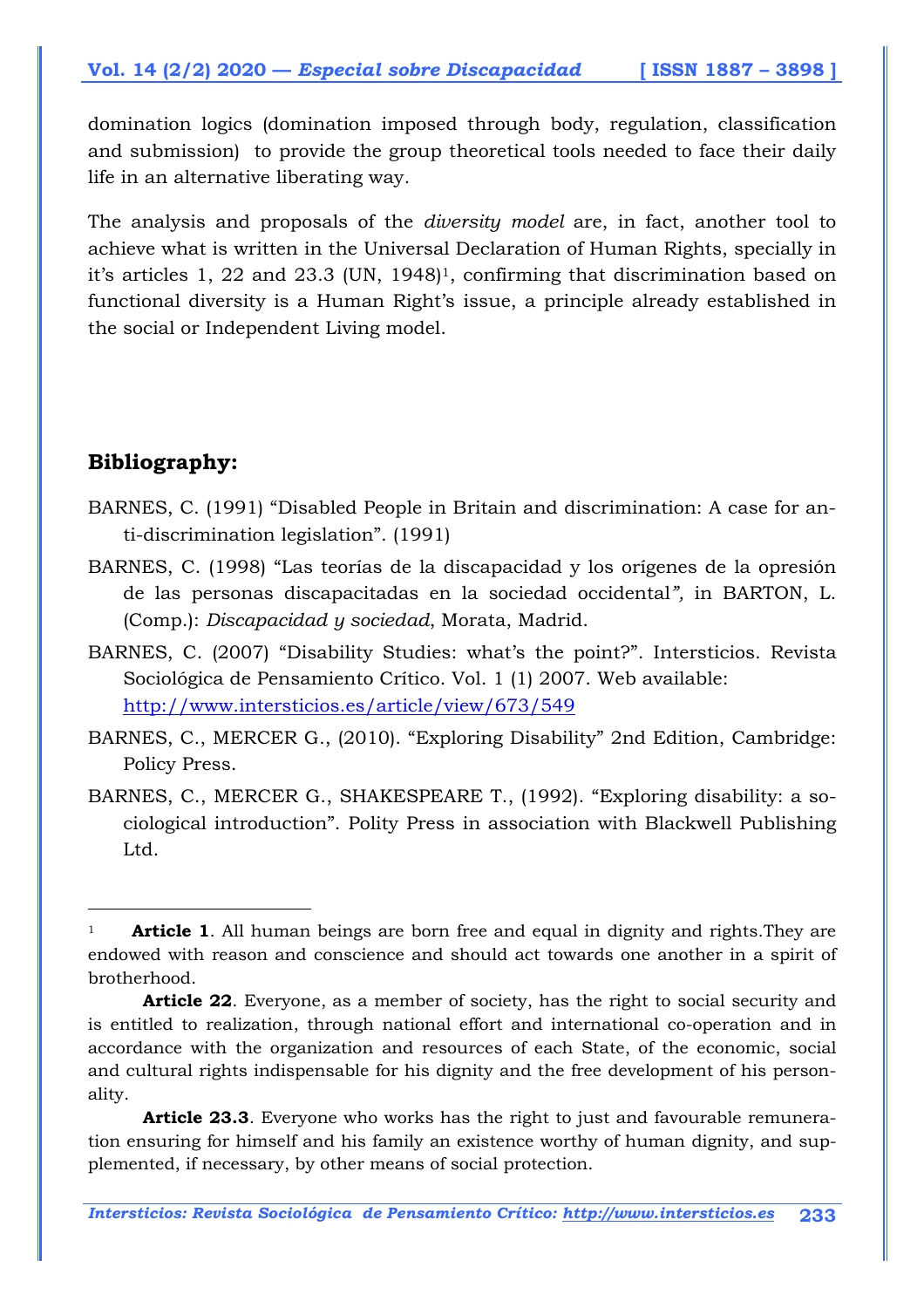domination logics (domination imposed through body, regulation, classification and submission) to provide the group theoretical tools needed to face their daily life in an alternative liberating way.

The analysis and proposals of the *diversity model* are, in fact, another tool to achieve what is written in the Universal Declaration of Human Rights, specially in it's articles 1, 22 and 23.3 (UN, 1948)[1], confirming that discrimination based on functional diversity is a Human Right's issue, a principle already established in the social or Independent Living model.

## Bibliography:

BARNES, C. (1991) "Disabled People in Britain and discrimination: A case for anti-discrimination legislation". (1991)

BARNES, C. (1998) "Las teorías de la discapacidad y los orígenes de la opresión de las personas discapacitadas en la sociedad occidental*"*, in BARTON, L. (Comp.): *Discapacidad y sociedad*, Morata, Madrid.

BARNES, C. (2007) "Disability Studies: what's the point?". Intersticios. Revista Sociológica de Pensamiento Crítico. Vol. 1 (1) 2007. Web available: http://www.intersticios.es/article/view/673/549

BARNES, C., MERCER G., (2010). "Exploring Disability" 2nd Edition, Cambridge: Policy Press.

BARNES, C., MERCER G., SHAKESPEARE T., (1992). "Exploring disability: a sociological introduction". Polity Press in association with Blackwell Publishing Ltd.

---

[1] **Article 1**. All human beings are born free and equal in dignity and rights.They are endowed with reason and conscience and should act towards one another in a spirit of brotherhood.

**Article 22**. Everyone, as a member of society, has the right to social security and is entitled to realization, through national effort and international co-operation and in accordance with the organization and resources of each State, of the economic, social and cultural rights indispensable for his dignity and the free development of his personality.

**Article 23.3**. Everyone who works has the right to just and favourable remuneration ensuring for himself and his family an existence worthy of human dignity, and supplemented, if necessary, by other means of social protection.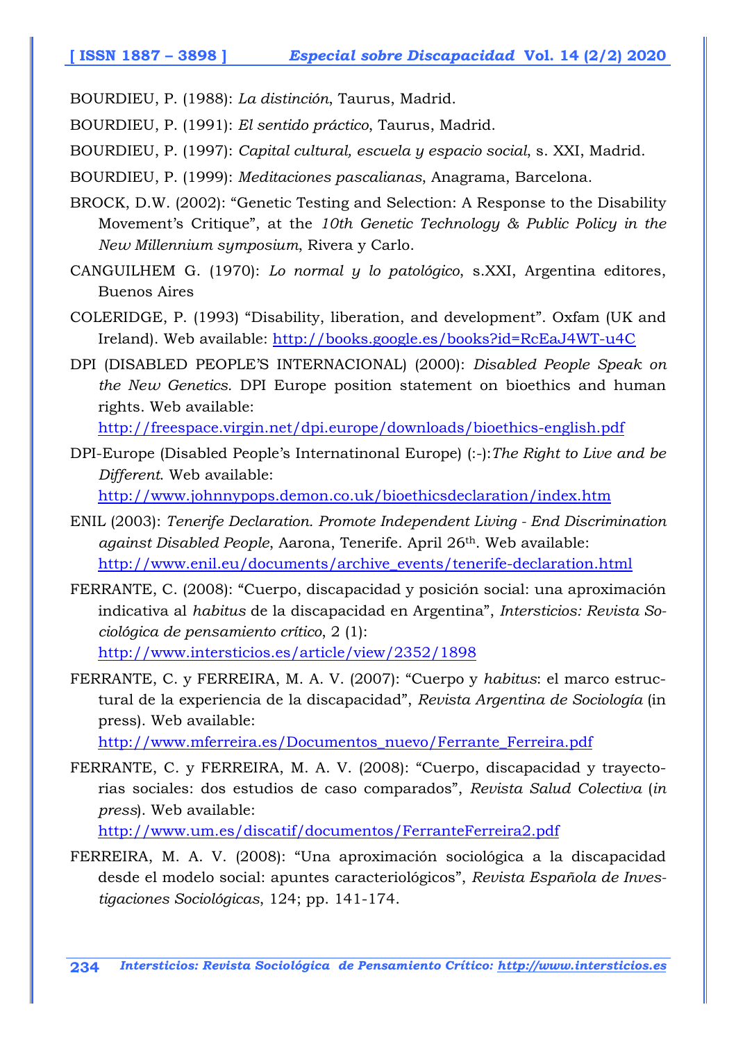BOURDIEU, P. (1988): *La distinción*, Taurus, Madrid.

BOURDIEU, P. (1991): *El sentido práctico*, Taurus, Madrid.

BOURDIEU, P. (1997): *Capital cultural, escuela y espacio social*, s. XXI, Madrid.

BOURDIEU, P. (1999): *Meditaciones pascalianas*, Anagrama, Barcelona.

BROCK, D.W. (2002): "Genetic Testing and Selection: A Response to the Disability Movement's Critique", at the *10th Genetic Technology & Public Policy in the New Millennium symposium*, Rivera y Carlo.

CANGUILHEM G. (1970): *Lo normal y lo patológico*, s.XXI, Argentina editores, Buenos Aires

COLERIDGE, P. (1993) "Disability, liberation, and development". Oxfam (UK and Ireland). Web available: http://books.google.es/books?id=RcEaJ4WT-u4C

DPI (DISABLED PEOPLE'S INTERNACIONAL) (2000): *Disabled People Speak on the New Genetics.* DPI Europe position statement on bioethics and human rights. Web available: http://freespace.virgin.net/dpi.europe/downloads/bioethics-english.pdf

DPI-Europe (Disabled People's Internatinonal Europe) (:-):*The Right to Live and be Different*. Web available: http://www.johnnypops.demon.co.uk/bioethicsdeclaration/index.htm

ENIL (2003): *Tenerife Declaration. Promote Independent Living - End Discrimination against Disabled People*, Aarona, Tenerife. April 26th. Web available: http://www.enil.eu/documents/archive_events/tenerife-declaration.html

FERRANTE, C. (2008): "Cuerpo, discapacidad y posición social: una aproximación indicativa al *habitus* de la discapacidad en Argentina", *Intersticios: Revista Sociológica de pensamiento crítico*, 2 (1): http://www.intersticios.es/article/view/2352/1898

FERRANTE, C. y FERREIRA, M. A. V. (2007): "Cuerpo y *habitus*: el marco estructural de la experiencia de la discapacidad", *Revista Argentina de Sociología* (in press). Web available: http://www.mferreira.es/Documentos_nuevo/Ferrante_Ferreira.pdf

FERRANTE, C. y FERREIRA, M. A. V. (2008): "Cuerpo, discapacidad y trayectorias sociales: dos estudios de caso comparados", *Revista Salud Colectiva* (*in press*). Web available: http://www.um.es/discatif/documentos/FerranteFerreira2.pdf

FERREIRA, M. A. V. (2008): "Una aproximación sociológica a la discapacidad desde el modelo social: apuntes caracteriológicos", *Revista Española de Investigaciones Sociológicas*, 124; pp. 141-174.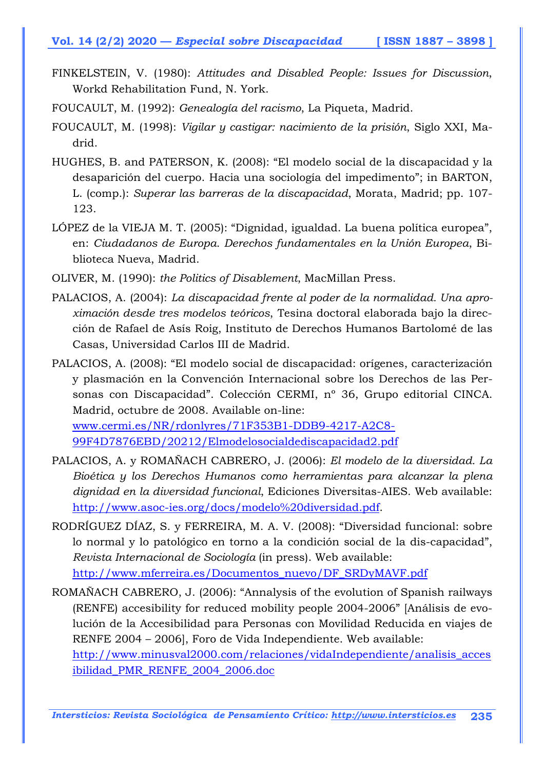FINKELSTEIN, V. (1980): *Attitudes and Disabled People: Issues for Discussion*, Workd Rehabilitation Fund, N. York.

FOUCAULT, M. (1992): *Genealogía del racismo*, La Piqueta, Madrid.

FOUCAULT, M. (1998): *Vigilar y castigar: nacimiento de la prisión*, Siglo XXI, Madrid.

HUGHES, B. and PATERSON, K. (2008): "El modelo social de la discapacidad y la desaparición del cuerpo. Hacia una sociología del impedimento"; in BARTON, L. (comp.): *Superar las barreras de la discapacidad*, Morata, Madrid; pp. 107-123.

LÓPEZ de la VIEJA M. T. (2005): "Dignidad, igualdad. La buena política europea", en: *Ciudadanos de Europa. Derechos fundamentales en la Unión Europea*, Biblioteca Nueva, Madrid.

OLIVER, M. (1990): *the Politics of Disablement*, MacMillan Press.

PALACIOS, A. (2004): *La discapacidad frente al poder de la normalidad. Una aproximación desde tres modelos teóricos*, Tesina doctoral elaborada bajo la dirección de Rafael de Asís Roig, Instituto de Derechos Humanos Bartolomé de las Casas, Universidad Carlos III de Madrid.

PALACIOS, A. (2008): "El modelo social de discapacidad: orígenes, caracterización y plasmación en la Convención Internacional sobre los Derechos de las Personas con Discapacidad". Colección CERMI, nº 36, Grupo editorial CINCA. Madrid, octubre de 2008. Available on-line: www.cermi.es/NR/rdonlyres/71F353B1-DDB9-4217-A2C8-99F4D7876EBD/20212/Elmodelosocialdediscapacidad2.pdf

PALACIOS, A. y ROMAÑACH CABRERO, J. (2006): *El modelo de la diversidad. La Bioética y los Derechos Humanos como herramientas para alcanzar la plena dignidad en la diversidad funcional*, Ediciones Diversitas-AIES. Web available: http://www.asoc-ies.org/docs/modelo%20diversidad.pdf.

RODRÍGUEZ DÍAZ, S. y FERREIRA, M. A. V. (2008): "Diversidad funcional: sobre lo normal y lo patológico en torno a la condición social de la dis-capacidad", *Revista Internacional de Sociología* (in press). Web available: http://www.mferreira.es/Documentos_nuevo/DF_SRDyMAVF.pdf

ROMAÑACH CABRERO, J. (2006): "Annalysis of the evolution of Spanish railways (RENFE) accesibility for reduced mobility people 2004-2006" [Análisis de evolución de la Accesibilidad para Personas con Movilidad Reducida en viajes de RENFE 2004 – 2006], Foro de Vida Independiente. Web available: http://www.minusval2000.com/relaciones/vidaIndependiente/analisis_accesibilidad_PMR_RENFE_2004_2006.doc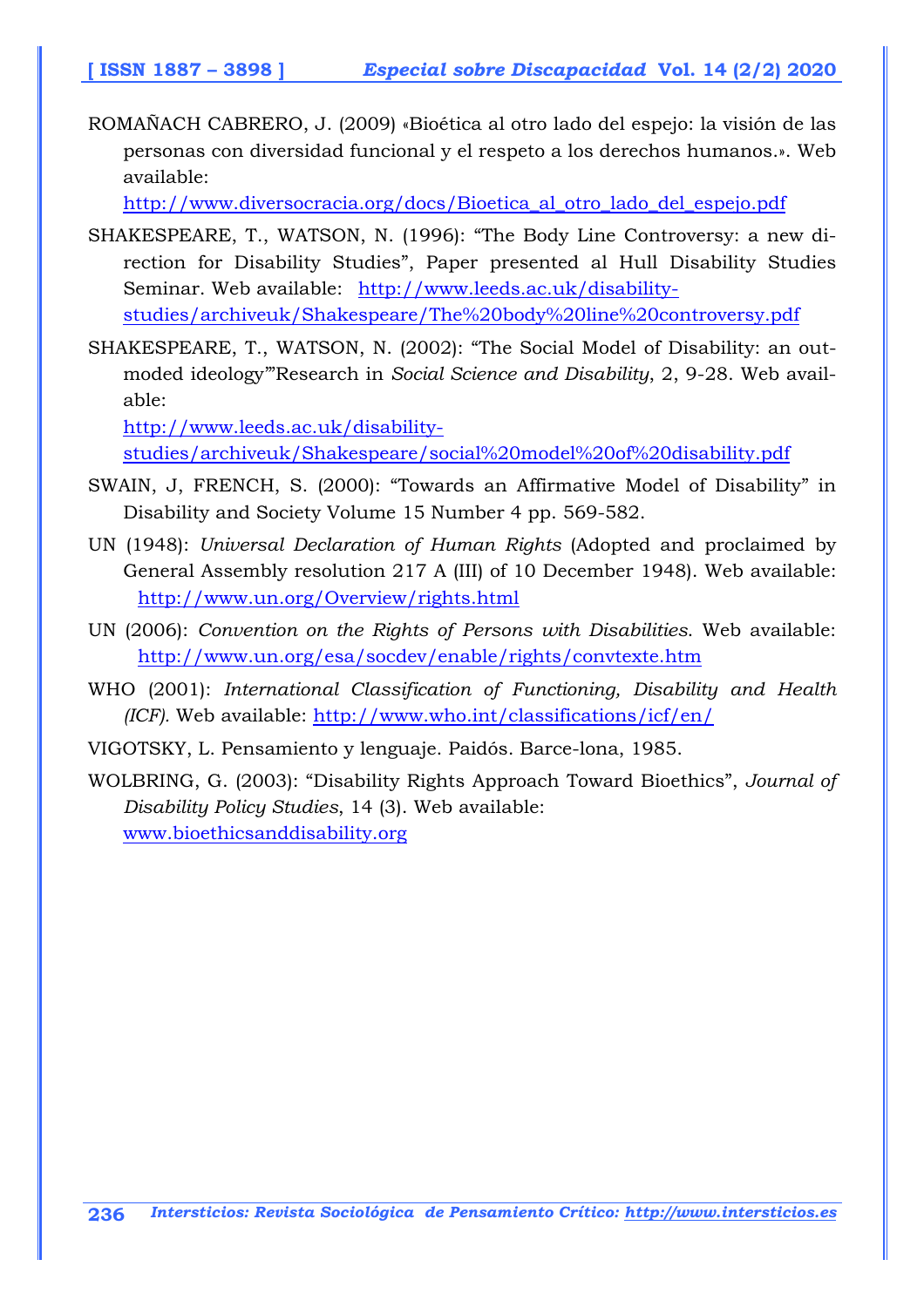ROMAÑACH CABRERO, J. (2009) «Bioética al otro lado del espejo: la visión de las personas con diversidad funcional y el respeto a los derechos humanos.». Web available: http://www.diversocracia.org/docs/Bioetica_al_otro_lado_del_espejo.pdf

SHAKESPEARE, T., WATSON, N. (1996): "The Body Line Controversy: a new direction for Disability Studies", Paper presented al Hull Disability Studies Seminar. Web available: http://www.leeds.ac.uk/disability-studies/archiveuk/Shakespeare/The%20body%20line%20controversy.pdf

SHAKESPEARE, T., WATSON, N. (2002): "The Social Model of Disability: an outmoded ideology"'Research in *Social Science and Disability*, 2, 9-28. Web available: http://www.leeds.ac.uk/disability-studies/archiveuk/Shakespeare/social%20model%20of%20disability.pdf

SWAIN, J, FRENCH, S. (2000): "Towards an Affirmative Model of Disability" in Disability and Society Volume 15 Number 4 pp. 569-582.

UN (1948): *Universal Declaration of Human Rights* (Adopted and proclaimed by General Assembly resolution 217 A (III) of 10 December 1948). Web available: http://www.un.org/Overview/rights.html

UN (2006): *Convention on the Rights of Persons with Disabilities*. Web available: http://www.un.org/esa/socdev/enable/rights/convtexte.htm

WHO (2001): *International Classification of Functioning, Disability and Health (ICF).* Web available: http://www.who.int/classifications/icf/en/

VIGOTSKY, L. Pensamiento y lenguaje. Paidós. Barce-lona, 1985.

WOLBRING, G. (2003): "Disability Rights Approach Toward Bioethics", *Journal of Disability Policy Studies*, 14 (3). Web available: www.bioethicsanddisability.org